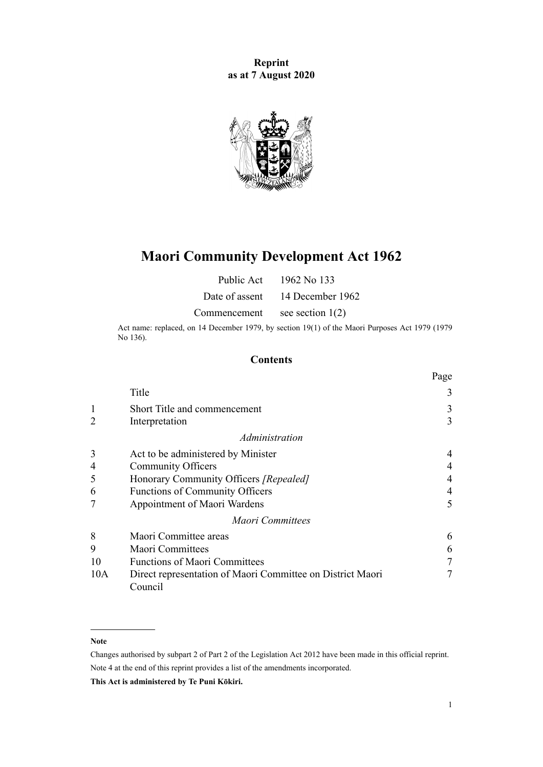**Reprint**
**as at 7 August 2020**

# Maori Community Development Act 1962

| | |
|---|---|
| Public Act | 1962 No 133 |
| Date of assent | 14 December 1962 |
| Commencement | see section 1(2) |

Act name: replaced, on 14 December 1979, by section 19(1) of the Maori Purposes Act 1979 (1979 No 136).

## Contents

| | | Page |
|---|---|---|
| | Title | 3 |
| 1 | Short Title and commencement | 3 |
| 2 | Interpretation | 3 |
| | *Administration* | |
| 3 | Act to be administered by Minister | 4 |
| 4 | Community Officers | 4 |
| 5 | Honorary Community Officers *[Repealed]* | 4 |
| 6 | Functions of Community Officers | 4 |
| 7 | Appointment of Maori Wardens | 5 |
| | *Maori Committees* | |
| 8 | Maori Committee areas | 6 |
| 9 | Maori Committees | 6 |
| 10 | Functions of Maori Committees | 7 |
| 10A | Direct representation of Maori Committee on District Maori Council | 7 |

**Note**

Changes authorised by subpart 2 of Part 2 of the Legislation Act 2012 have been made in this official reprint.

Note 4 at the end of this reprint provides a list of the amendments incorporated.

**This Act is administered by Te Puni Kōkiri.**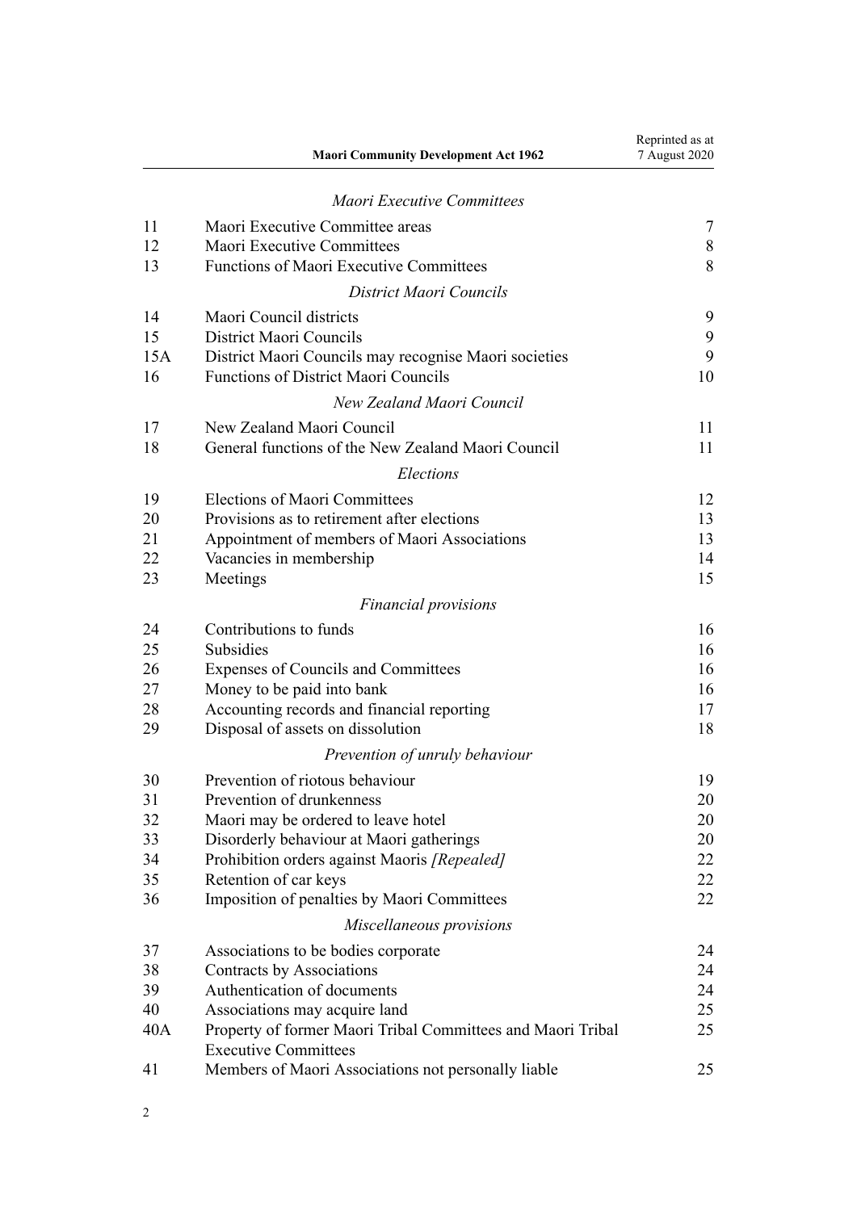*Maori Executive Committees*

| | | |
|---|---|---|
| 11 | Maori Executive Committee areas | 7 |
| 12 | Maori Executive Committees | 8 |
| 13 | Functions of Maori Executive Committees | 8 |

*District Maori Councils*

| | | |
|---|---|---|
| 14 | Maori Council districts | 9 |
| 15 | District Maori Councils | 9 |
| 15A | District Maori Councils may recognise Maori societies | 9 |
| 16 | Functions of District Maori Councils | 10 |

*New Zealand Maori Council*

| | | |
|---|---|---|
| 17 | New Zealand Maori Council | 11 |
| 18 | General functions of the New Zealand Maori Council | 11 |

*Elections*

| | | |
|---|---|---|
| 19 | Elections of Maori Committees | 12 |
| 20 | Provisions as to retirement after elections | 13 |
| 21 | Appointment of members of Maori Associations | 13 |
| 22 | Vacancies in membership | 14 |
| 23 | Meetings | 15 |

*Financial provisions*

| | | |
|---|---|---|
| 24 | Contributions to funds | 16 |
| 25 | Subsidies | 16 |
| 26 | Expenses of Councils and Committees | 16 |
| 27 | Money to be paid into bank | 16 |
| 28 | Accounting records and financial reporting | 17 |
| 29 | Disposal of assets on dissolution | 18 |

*Prevention of unruly behaviour*

| | | |
|---|---|---|
| 30 | Prevention of riotous behaviour | 19 |
| 31 | Prevention of drunkenness | 20 |
| 32 | Maori may be ordered to leave hotel | 20 |
| 33 | Disorderly behaviour at Maori gatherings | 20 |
| 34 | Prohibition orders against Maoris *[Repealed]* | 22 |
| 35 | Retention of car keys | 22 |
| 36 | Imposition of penalties by Maori Committees | 22 |

*Miscellaneous provisions*

| | | |
|---|---|---|
| 37 | Associations to be bodies corporate | 24 |
| 38 | Contracts by Associations | 24 |
| 39 | Authentication of documents | 24 |
| 40 | Associations may acquire land | 25 |
| 40A | Property of former Maori Tribal Committees and Maori Tribal Executive Committees | 25 |
| 41 | Members of Maori Associations not personally liable | 25 |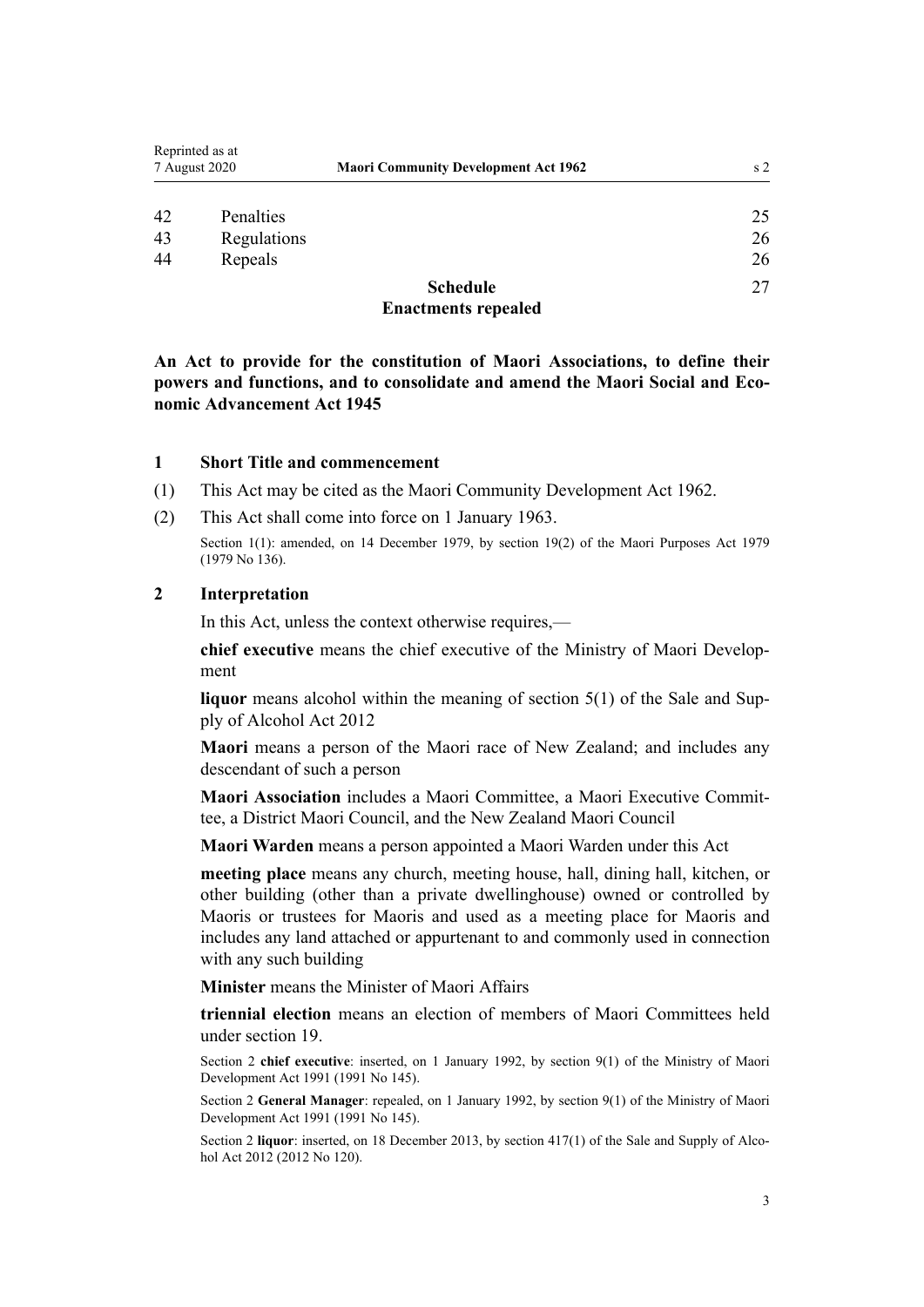| | | |
|---|---|---|
| 42 | Penalties | 25 |
| 43 | Regulations | 26 |
| 44 | Repeals | 26 |
| | **Schedule** **Enactments repealed** | 27 |

**An Act to provide for the constitution of Maori Associations, to define their powers and functions, and to consolidate and amend the Maori Social and Economic Advancement Act 1945**

### 1 Short Title and commencement

(1) This Act may be cited as the Maori Community Development Act 1962.

(2) This Act shall come into force on 1 January 1963.

Section 1(1): amended, on 14 December 1979, by section 19(2) of the Maori Purposes Act 1979 (1979 No 136).

### 2 Interpretation

In this Act, unless the context otherwise requires,—

**chief executive** means the chief executive of the Ministry of Maori Development

**liquor** means alcohol within the meaning of section 5(1) of the Sale and Supply of Alcohol Act 2012

**Maori** means a person of the Maori race of New Zealand; and includes any descendant of such a person

**Maori Association** includes a Maori Committee, a Maori Executive Committee, a District Maori Council, and the New Zealand Maori Council

**Maori Warden** means a person appointed a Maori Warden under this Act

**meeting place** means any church, meeting house, hall, dining hall, kitchen, or other building (other than a private dwellinghouse) owned or controlled by Maoris or trustees for Maoris and used as a meeting place for Maoris and includes any land attached or appurtenant to and commonly used in connection with any such building

**Minister** means the Minister of Maori Affairs

**triennial election** means an election of members of Maori Committees held under section 19.

Section 2 **chief executive**: inserted, on 1 January 1992, by section 9(1) of the Ministry of Maori Development Act 1991 (1991 No 145).

Section 2 **General Manager**: repealed, on 1 January 1992, by section 9(1) of the Ministry of Maori Development Act 1991 (1991 No 145).

Section 2 **liquor**: inserted, on 18 December 2013, by section 417(1) of the Sale and Supply of Alcohol Act 2012 (2012 No 120).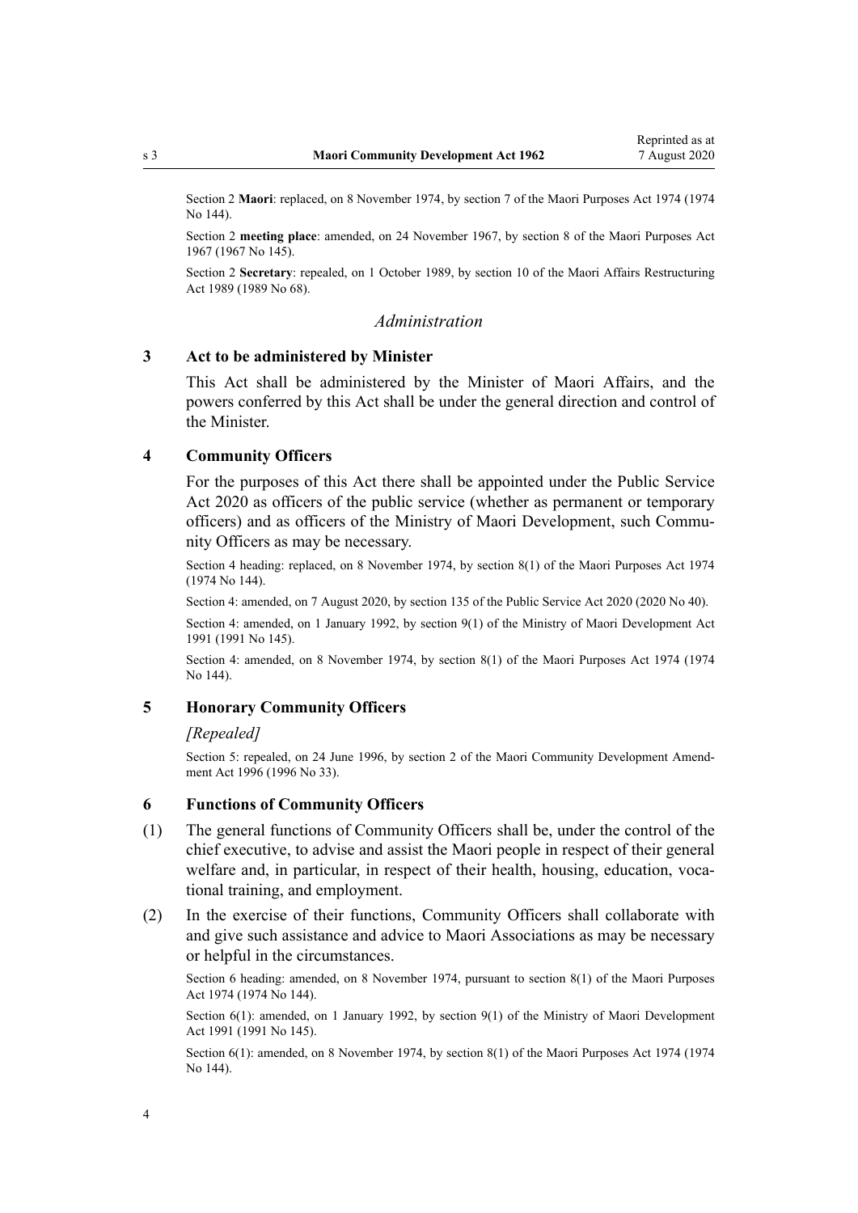Section 2 **Maori**: replaced, on 8 November 1974, by section 7 of the Maori Purposes Act 1974 (1974 No 144).

Section 2 **meeting place**: amended, on 24 November 1967, by section 8 of the Maori Purposes Act 1967 (1967 No 145).

Section 2 **Secretary**: repealed, on 1 October 1989, by section 10 of the Maori Affairs Restructuring Act 1989 (1989 No 68).

### *Administration*

### 3 Act to be administered by Minister

This Act shall be administered by the Minister of Maori Affairs, and the powers conferred by this Act shall be under the general direction and control of the Minister.

### 4 Community Officers

For the purposes of this Act there shall be appointed under the Public Service Act 2020 as officers of the public service (whether as permanent or temporary officers) and as officers of the Ministry of Maori Development, such Community Officers as may be necessary.

Section 4 heading: replaced, on 8 November 1974, by section 8(1) of the Maori Purposes Act 1974 (1974 No 144).

Section 4: amended, on 7 August 2020, by section 135 of the Public Service Act 2020 (2020 No 40).

Section 4: amended, on 1 January 1992, by section 9(1) of the Ministry of Maori Development Act 1991 (1991 No 145).

Section 4: amended, on 8 November 1974, by section 8(1) of the Maori Purposes Act 1974 (1974 No 144).

### 5 Honorary Community Officers

*[Repealed]*

Section 5: repealed, on 24 June 1996, by section 2 of the Maori Community Development Amendment Act 1996 (1996 No 33).

### 6 Functions of Community Officers

(1) The general functions of Community Officers shall be, under the control of the chief executive, to advise and assist the Maori people in respect of their general welfare and, in particular, in respect of their health, housing, education, vocational training, and employment.

(2) In the exercise of their functions, Community Officers shall collaborate with and give such assistance and advice to Maori Associations as may be necessary or helpful in the circumstances.

Section 6 heading: amended, on 8 November 1974, pursuant to section 8(1) of the Maori Purposes Act 1974 (1974 No 144).

Section 6(1): amended, on 1 January 1992, by section 9(1) of the Ministry of Maori Development Act 1991 (1991 No 145).

Section 6(1): amended, on 8 November 1974, by section 8(1) of the Maori Purposes Act 1974 (1974 No 144).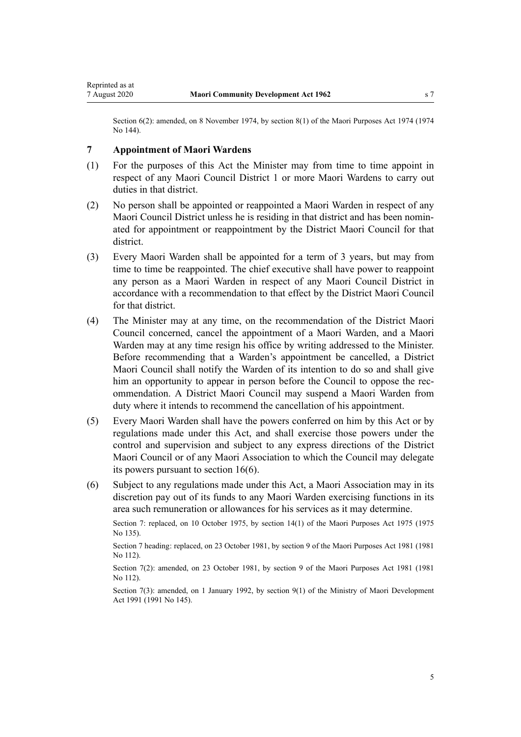Section 6(2): amended, on 8 November 1974, by section 8(1) of the Maori Purposes Act 1974 (1974 No 144).

## 7 Appointment of Maori Wardens

(1) For the purposes of this Act the Minister may from time to time appoint in respect of any Maori Council District 1 or more Maori Wardens to carry out duties in that district.

(2) No person shall be appointed or reappointed a Maori Warden in respect of any Maori Council District unless he is residing in that district and has been nominated for appointment or reappointment by the District Maori Council for that district.

(3) Every Maori Warden shall be appointed for a term of 3 years, but may from time to time be reappointed. The chief executive shall have power to reappoint any person as a Maori Warden in respect of any Maori Council District in accordance with a recommendation to that effect by the District Maori Council for that district.

(4) The Minister may at any time, on the recommendation of the District Maori Council concerned, cancel the appointment of a Maori Warden, and a Maori Warden may at any time resign his office by writing addressed to the Minister. Before recommending that a Warden's appointment be cancelled, a District Maori Council shall notify the Warden of its intention to do so and shall give him an opportunity to appear in person before the Council to oppose the recommendation. A District Maori Council may suspend a Maori Warden from duty where it intends to recommend the cancellation of his appointment.

(5) Every Maori Warden shall have the powers conferred on him by this Act or by regulations made under this Act, and shall exercise those powers under the control and supervision and subject to any express directions of the District Maori Council or of any Maori Association to which the Council may delegate its powers pursuant to section 16(6).

(6) Subject to any regulations made under this Act, a Maori Association may in its discretion pay out of its funds to any Maori Warden exercising functions in its area such remuneration or allowances for his services as it may determine.

Section 7: replaced, on 10 October 1975, by section 14(1) of the Maori Purposes Act 1975 (1975 No 135).

Section 7 heading: replaced, on 23 October 1981, by section 9 of the Maori Purposes Act 1981 (1981 No 112).

Section 7(2): amended, on 23 October 1981, by section 9 of the Maori Purposes Act 1981 (1981 No 112).

Section 7(3): amended, on 1 January 1992, by section 9(1) of the Ministry of Maori Development Act 1991 (1991 No 145).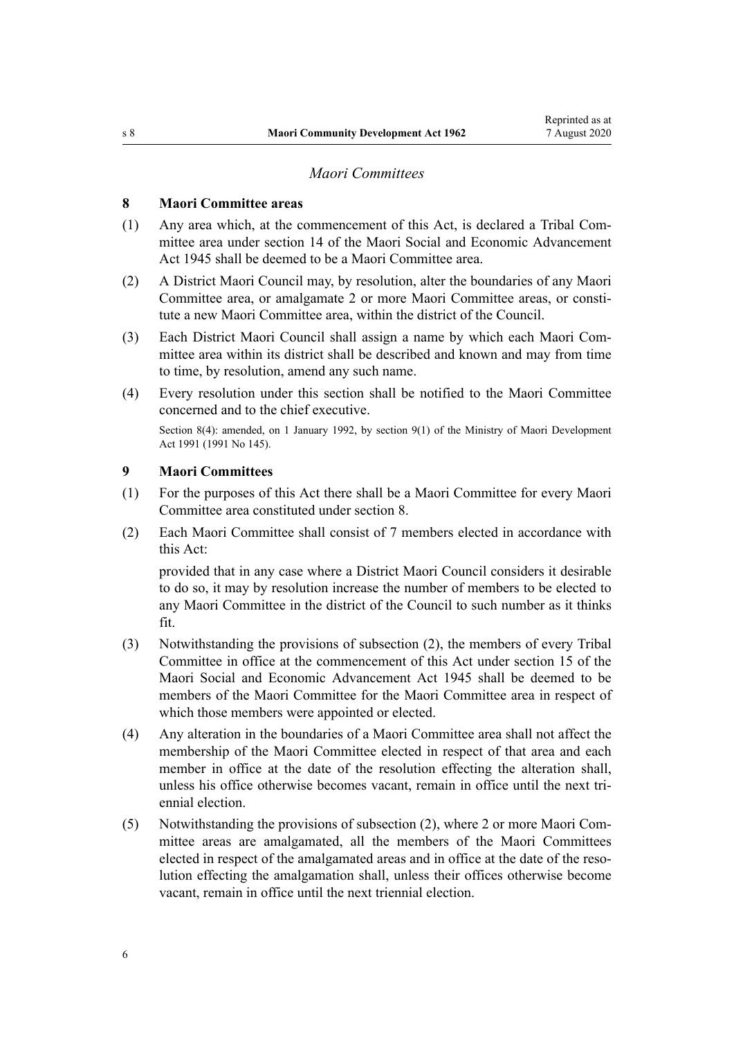*Maori Committees*

## 8 Maori Committee areas

(1) Any area which, at the commencement of this Act, is declared a Tribal Committee area under section 14 of the Maori Social and Economic Advancement Act 1945 shall be deemed to be a Maori Committee area.

(2) A District Maori Council may, by resolution, alter the boundaries of any Maori Committee area, or amalgamate 2 or more Maori Committee areas, or constitute a new Maori Committee area, within the district of the Council.

(3) Each District Maori Council shall assign a name by which each Maori Committee area within its district shall be described and known and may from time to time, by resolution, amend any such name.

(4) Every resolution under this section shall be notified to the Maori Committee concerned and to the chief executive.

Section 8(4): amended, on 1 January 1992, by section 9(1) of the Ministry of Maori Development Act 1991 (1991 No 145).

## 9 Maori Committees

(1) For the purposes of this Act there shall be a Maori Committee for every Maori Committee area constituted under section 8.

(2) Each Maori Committee shall consist of 7 members elected in accordance with this Act:

provided that in any case where a District Maori Council considers it desirable to do so, it may by resolution increase the number of members to be elected to any Maori Committee in the district of the Council to such number as it thinks fit.

(3) Notwithstanding the provisions of subsection (2), the members of every Tribal Committee in office at the commencement of this Act under section 15 of the Maori Social and Economic Advancement Act 1945 shall be deemed to be members of the Maori Committee for the Maori Committee area in respect of which those members were appointed or elected.

(4) Any alteration in the boundaries of a Maori Committee area shall not affect the membership of the Maori Committee elected in respect of that area and each member in office at the date of the resolution effecting the alteration shall, unless his office otherwise becomes vacant, remain in office until the next triennial election.

(5) Notwithstanding the provisions of subsection (2), where 2 or more Maori Committee areas are amalgamated, all the members of the Maori Committees elected in respect of the amalgamated areas and in office at the date of the resolution effecting the amalgamation shall, unless their offices otherwise become vacant, remain in office until the next triennial election.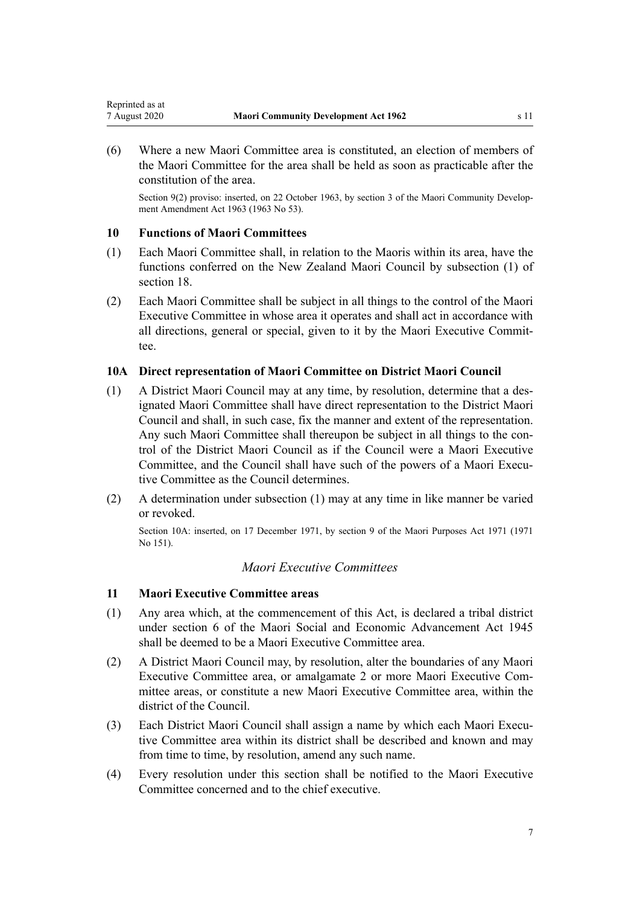(6) Where a new Maori Committee area is constituted, an election of members of the Maori Committee for the area shall be held as soon as practicable after the constitution of the area.

Section 9(2) proviso: inserted, on 22 October 1963, by section 3 of the Maori Community Development Amendment Act 1963 (1963 No 53).

### 10 Functions of Maori Committees

(1) Each Maori Committee shall, in relation to the Maoris within its area, have the functions conferred on the New Zealand Maori Council by subsection (1) of section 18.

(2) Each Maori Committee shall be subject in all things to the control of the Maori Executive Committee in whose area it operates and shall act in accordance with all directions, general or special, given to it by the Maori Executive Committee.

### 10A Direct representation of Maori Committee on District Maori Council

(1) A District Maori Council may at any time, by resolution, determine that a designated Maori Committee shall have direct representation to the District Maori Council and shall, in such case, fix the manner and extent of the representation. Any such Maori Committee shall thereupon be subject in all things to the control of the District Maori Council as if the Council were a Maori Executive Committee, and the Council shall have such of the powers of a Maori Executive Committee as the Council determines.

(2) A determination under subsection (1) may at any time in like manner be varied or revoked.

Section 10A: inserted, on 17 December 1971, by section 9 of the Maori Purposes Act 1971 (1971 No 151).

## *Maori Executive Committees*

### 11 Maori Executive Committee areas

(1) Any area which, at the commencement of this Act, is declared a tribal district under section 6 of the Maori Social and Economic Advancement Act 1945 shall be deemed to be a Maori Executive Committee area.

(2) A District Maori Council may, by resolution, alter the boundaries of any Maori Executive Committee area, or amalgamate 2 or more Maori Executive Committee areas, or constitute a new Maori Executive Committee area, within the district of the Council.

(3) Each District Maori Council shall assign a name by which each Maori Executive Committee area within its district shall be described and known and may from time to time, by resolution, amend any such name.

(4) Every resolution under this section shall be notified to the Maori Executive Committee concerned and to the chief executive.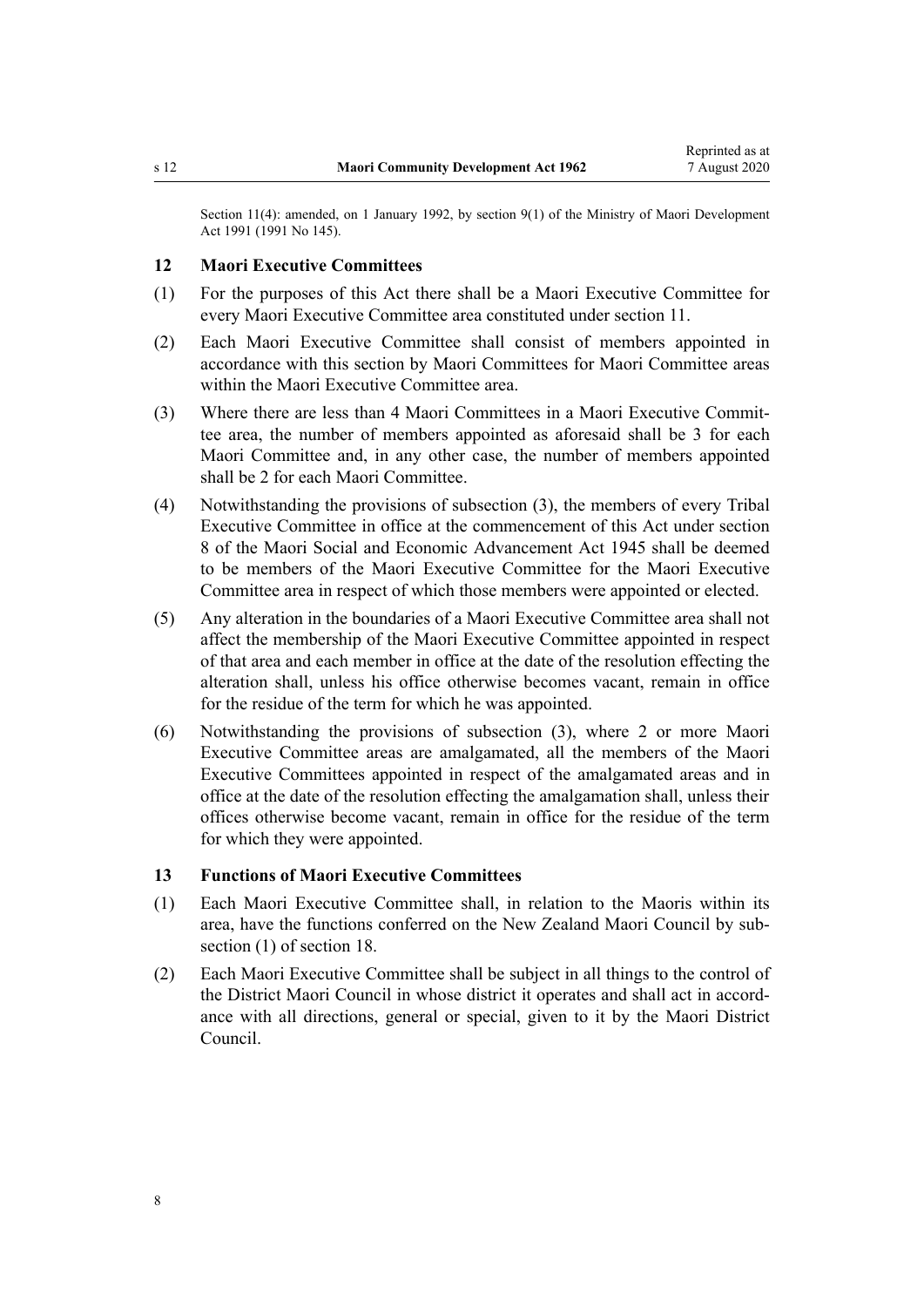Section 11(4): amended, on 1 January 1992, by section 9(1) of the Ministry of Maori Development Act 1991 (1991 No 145).

### 12 Maori Executive Committees

(1) For the purposes of this Act there shall be a Maori Executive Committee for every Maori Executive Committee area constituted under section 11.

(2) Each Maori Executive Committee shall consist of members appointed in accordance with this section by Maori Committees for Maori Committee areas within the Maori Executive Committee area.

(3) Where there are less than 4 Maori Committees in a Maori Executive Committee area, the number of members appointed as aforesaid shall be 3 for each Maori Committee and, in any other case, the number of members appointed shall be 2 for each Maori Committee.

(4) Notwithstanding the provisions of subsection (3), the members of every Tribal Executive Committee in office at the commencement of this Act under section 8 of the Maori Social and Economic Advancement Act 1945 shall be deemed to be members of the Maori Executive Committee for the Maori Executive Committee area in respect of which those members were appointed or elected.

(5) Any alteration in the boundaries of a Maori Executive Committee area shall not affect the membership of the Maori Executive Committee appointed in respect of that area and each member in office at the date of the resolution effecting the alteration shall, unless his office otherwise becomes vacant, remain in office for the residue of the term for which he was appointed.

(6) Notwithstanding the provisions of subsection (3), where 2 or more Maori Executive Committee areas are amalgamated, all the members of the Maori Executive Committees appointed in respect of the amalgamated areas and in office at the date of the resolution effecting the amalgamation shall, unless their offices otherwise become vacant, remain in office for the residue of the term for which they were appointed.

### 13 Functions of Maori Executive Committees

(1) Each Maori Executive Committee shall, in relation to the Maoris within its area, have the functions conferred on the New Zealand Maori Council by subsection (1) of section 18.

(2) Each Maori Executive Committee shall be subject in all things to the control of the District Maori Council in whose district it operates and shall act in accordance with all directions, general or special, given to it by the Maori District Council.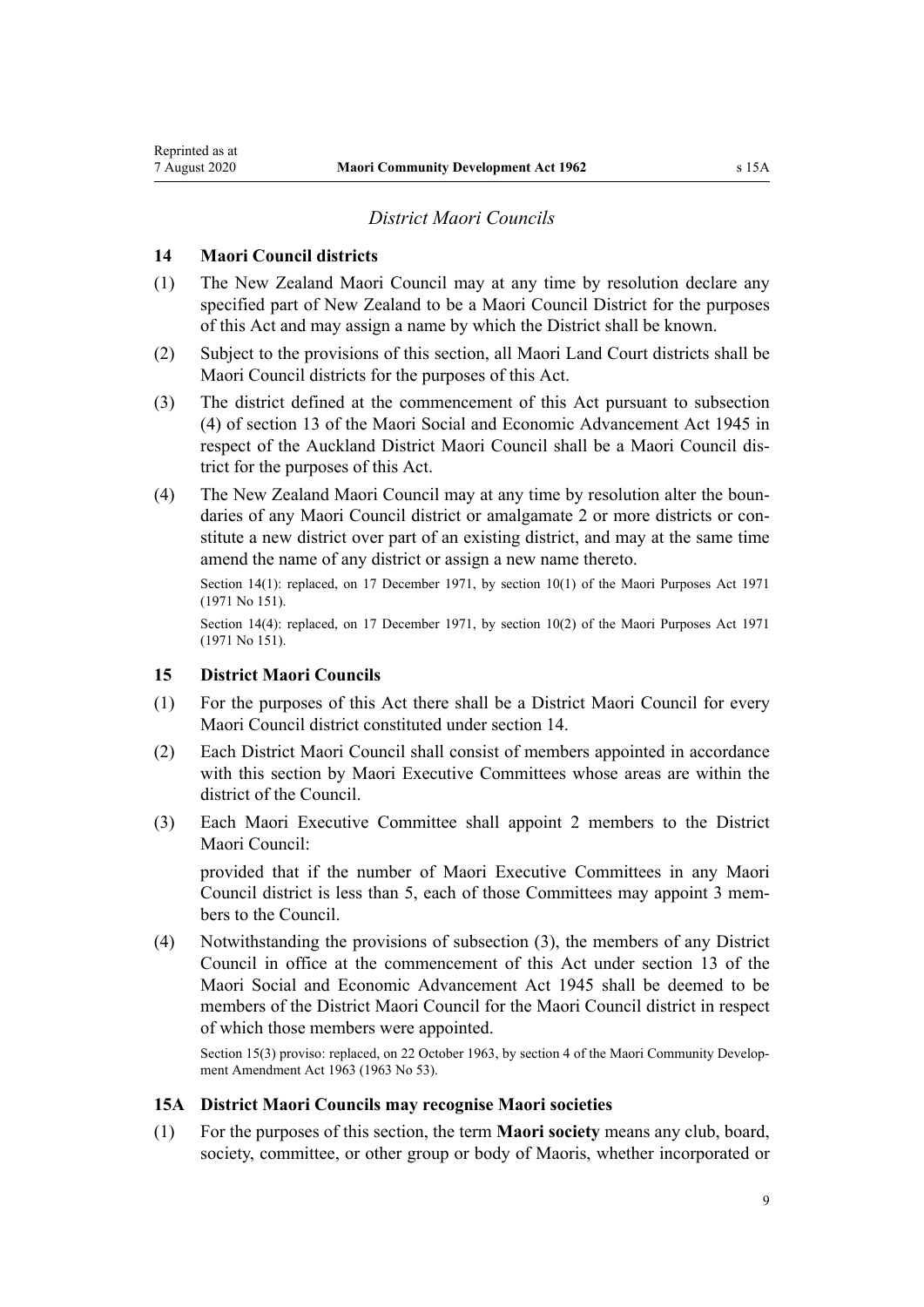*District Maori Councils*

## 14 Maori Council districts

(1) The New Zealand Maori Council may at any time by resolution declare any specified part of New Zealand to be a Maori Council District for the purposes of this Act and may assign a name by which the District shall be known.

(2) Subject to the provisions of this section, all Maori Land Court districts shall be Maori Council districts for the purposes of this Act.

(3) The district defined at the commencement of this Act pursuant to subsection (4) of section 13 of the Maori Social and Economic Advancement Act 1945 in respect of the Auckland District Maori Council shall be a Maori Council district for the purposes of this Act.

(4) The New Zealand Maori Council may at any time by resolution alter the boundaries of any Maori Council district or amalgamate 2 or more districts or constitute a new district over part of an existing district, and may at the same time amend the name of any district or assign a new name thereto.

Section 14(1): replaced, on 17 December 1971, by section 10(1) of the Maori Purposes Act 1971 (1971 No 151).

Section 14(4): replaced, on 17 December 1971, by section 10(2) of the Maori Purposes Act 1971 (1971 No 151).

## 15 District Maori Councils

(1) For the purposes of this Act there shall be a District Maori Council for every Maori Council district constituted under section 14.

(2) Each District Maori Council shall consist of members appointed in accordance with this section by Maori Executive Committees whose areas are within the district of the Council.

(3) Each Maori Executive Committee shall appoint 2 members to the District Maori Council:

provided that if the number of Maori Executive Committees in any Maori Council district is less than 5, each of those Committees may appoint 3 members to the Council.

(4) Notwithstanding the provisions of subsection (3), the members of any District Council in office at the commencement of this Act under section 13 of the Maori Social and Economic Advancement Act 1945 shall be deemed to be members of the District Maori Council for the Maori Council district in respect of which those members were appointed.

Section 15(3) proviso: replaced, on 22 October 1963, by section 4 of the Maori Community Development Amendment Act 1963 (1963 No 53).

## 15A District Maori Councils may recognise Maori societies

(1) For the purposes of this section, the term **Maori society** means any club, board, society, committee, or other group or body of Maoris, whether incorporated or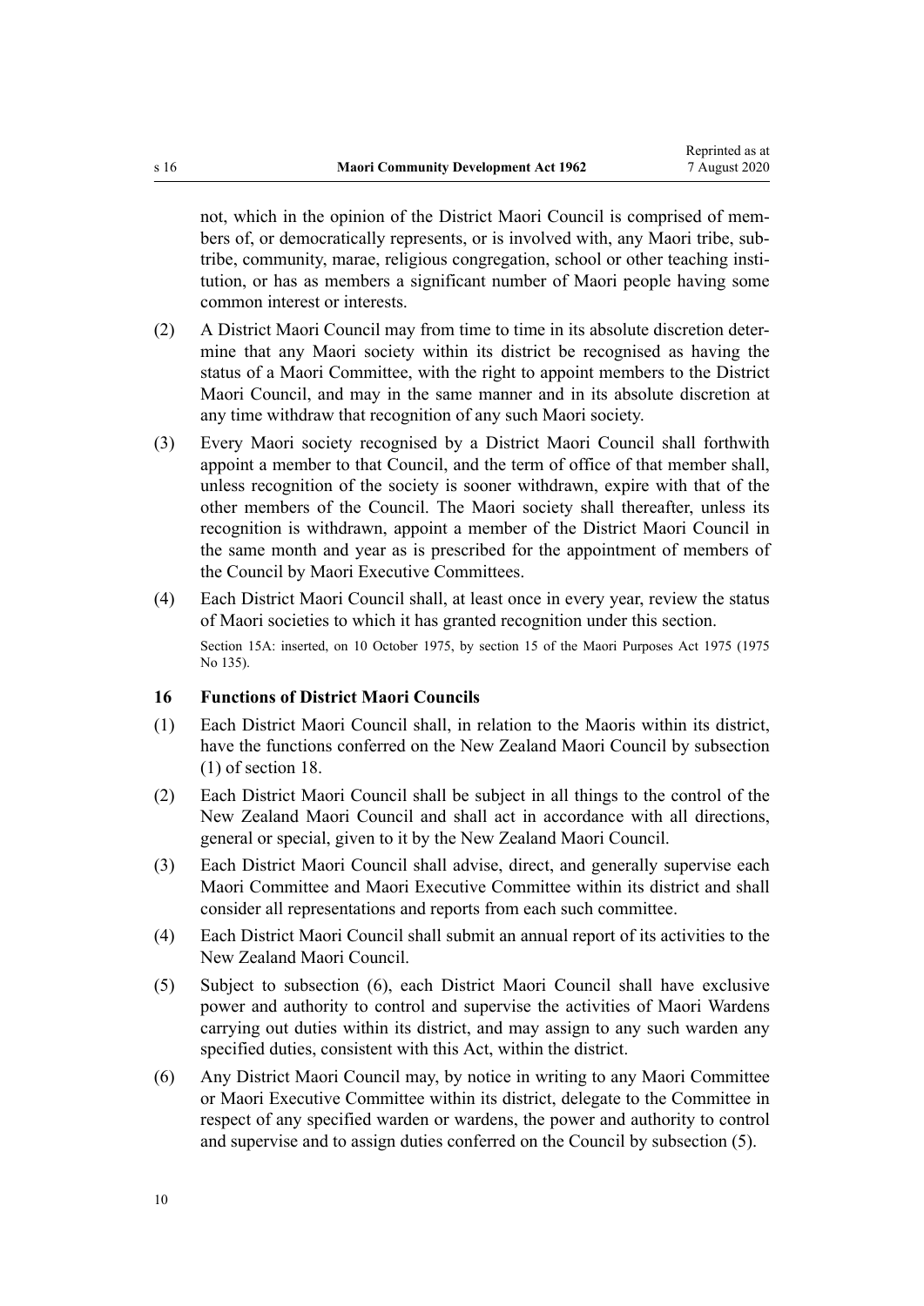not, which in the opinion of the District Maori Council is comprised of members of, or democratically represents, or is involved with, any Maori tribe, subtribe, community, marae, religious congregation, school or other teaching institution, or has as members a significant number of Maori people having some common interest or interests.

(2) A District Maori Council may from time to time in its absolute discretion determine that any Maori society within its district be recognised as having the status of a Maori Committee, with the right to appoint members to the District Maori Council, and may in the same manner and in its absolute discretion at any time withdraw that recognition of any such Maori society.

(3) Every Maori society recognised by a District Maori Council shall forthwith appoint a member to that Council, and the term of office of that member shall, unless recognition of the society is sooner withdrawn, expire with that of the other members of the Council. The Maori society shall thereafter, unless its recognition is withdrawn, appoint a member of the District Maori Council in the same month and year as is prescribed for the appointment of members of the Council by Maori Executive Committees.

(4) Each District Maori Council shall, at least once in every year, review the status of Maori societies to which it has granted recognition under this section.

Section 15A: inserted, on 10 October 1975, by section 15 of the Maori Purposes Act 1975 (1975 No 135).

### 16 Functions of District Maori Councils

(1) Each District Maori Council shall, in relation to the Maoris within its district, have the functions conferred on the New Zealand Maori Council by subsection (1) of section 18.

(2) Each District Maori Council shall be subject in all things to the control of the New Zealand Maori Council and shall act in accordance with all directions, general or special, given to it by the New Zealand Maori Council.

(3) Each District Maori Council shall advise, direct, and generally supervise each Maori Committee and Maori Executive Committee within its district and shall consider all representations and reports from each such committee.

(4) Each District Maori Council shall submit an annual report of its activities to the New Zealand Maori Council.

(5) Subject to subsection (6), each District Maori Council shall have exclusive power and authority to control and supervise the activities of Maori Wardens carrying out duties within its district, and may assign to any such warden any specified duties, consistent with this Act, within the district.

(6) Any District Maori Council may, by notice in writing to any Maori Committee or Maori Executive Committee within its district, delegate to the Committee in respect of any specified warden or wardens, the power and authority to control and supervise and to assign duties conferred on the Council by subsection (5).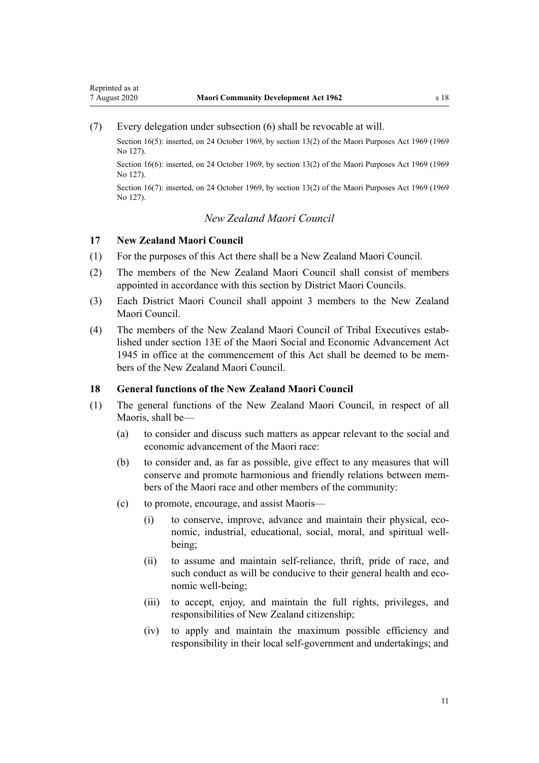(7) Every delegation under subsection (6) shall be revocable at will.

Section 16(5): inserted, on 24 October 1969, by section 13(2) of the Maori Purposes Act 1969 (1969 No 127).

Section 16(6): inserted, on 24 October 1969, by section 13(2) of the Maori Purposes Act 1969 (1969 No 127).

Section 16(7): inserted, on 24 October 1969, by section 13(2) of the Maori Purposes Act 1969 (1969 No 127).

*New Zealand Maori Council*

### 17 New Zealand Maori Council

(1) For the purposes of this Act there shall be a New Zealand Maori Council.

(2) The members of the New Zealand Maori Council shall consist of members appointed in accordance with this section by District Maori Councils.

(3) Each District Maori Council shall appoint 3 members to the New Zealand Maori Council.

(4) The members of the New Zealand Maori Council of Tribal Executives established under section 13E of the Maori Social and Economic Advancement Act 1945 in office at the commencement of this Act shall be deemed to be members of the New Zealand Maori Council.

### 18 General functions of the New Zealand Maori Council

(1) The general functions of the New Zealand Maori Council, in respect of all Maoris, shall be—

   (a) to consider and discuss such matters as appear relevant to the social and economic advancement of the Maori race:

   (b) to consider and, as far as possible, give effect to any measures that will conserve and promote harmonious and friendly relations between members of the Maori race and other members of the community:

   (c) to promote, encourage, and assist Maoris—

      (i) to conserve, improve, advance and maintain their physical, economic, industrial, educational, social, moral, and spiritual well-being;

      (ii) to assume and maintain self-reliance, thrift, pride of race, and such conduct as will be conducive to their general health and economic well-being;

      (iii) to accept, enjoy, and maintain the full rights, privileges, and responsibilities of New Zealand citizenship;

      (iv) to apply and maintain the maximum possible efficiency and responsibility in their local self-government and undertakings; and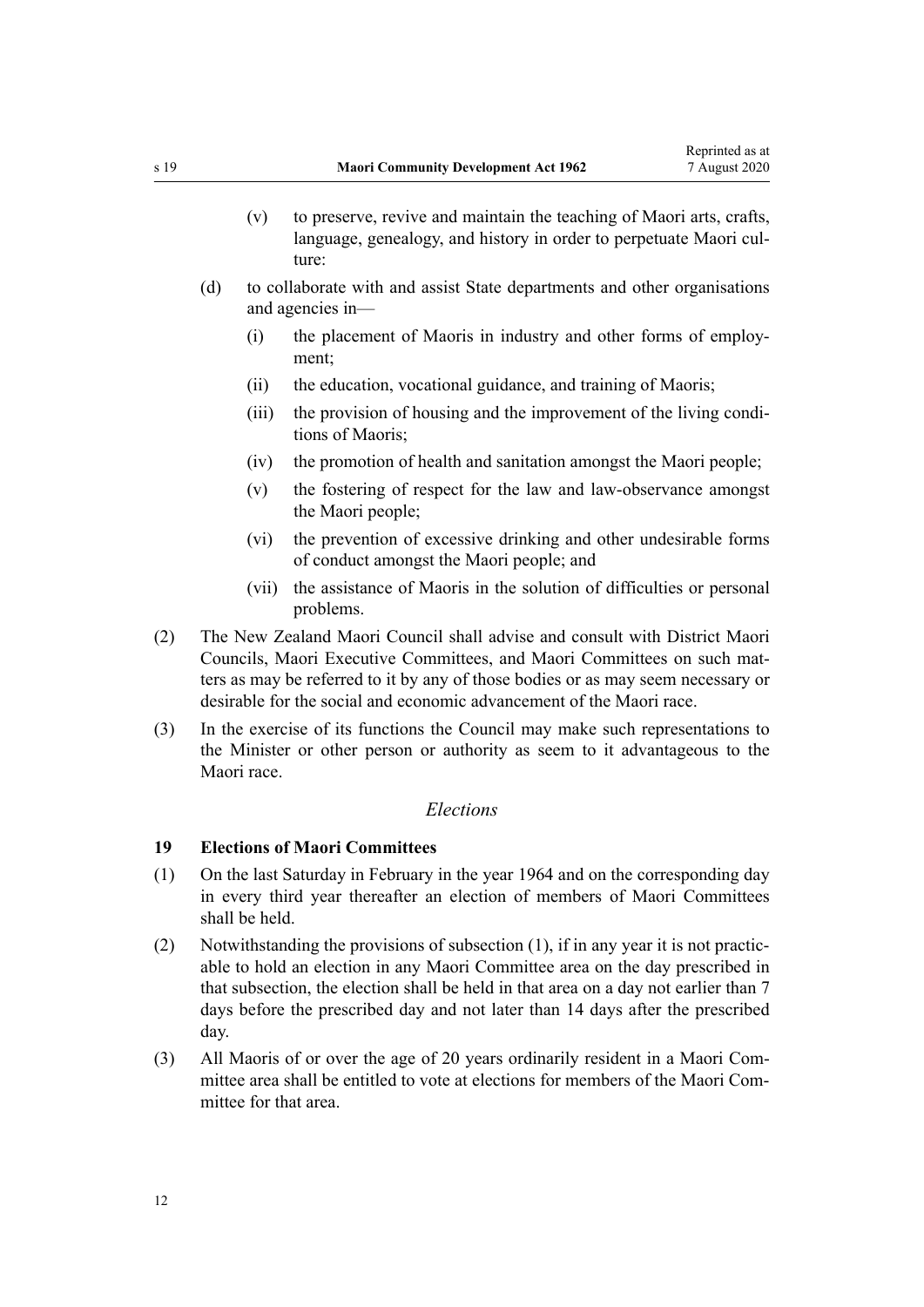(v) to preserve, revive and maintain the teaching of Maori arts, crafts, language, genealogy, and history in order to perpetuate Maori culture:

(d) to collaborate with and assist State departments and other organisations and agencies in—

(i) the placement of Maoris in industry and other forms of employment;

(ii) the education, vocational guidance, and training of Maoris;

(iii) the provision of housing and the improvement of the living conditions of Maoris;

(iv) the promotion of health and sanitation amongst the Maori people;

(v) the fostering of respect for the law and law-observance amongst the Maori people;

(vi) the prevention of excessive drinking and other undesirable forms of conduct amongst the Maori people; and

(vii) the assistance of Maoris in the solution of difficulties or personal problems.

(2) The New Zealand Maori Council shall advise and consult with District Maori Councils, Maori Executive Committees, and Maori Committees on such matters as may be referred to it by any of those bodies or as may seem necessary or desirable for the social and economic advancement of the Maori race.

(3) In the exercise of its functions the Council may make such representations to the Minister or other person or authority as seem to it advantageous to the Maori race.

*Elections*

**19 Elections of Maori Committees**

(1) On the last Saturday in February in the year 1964 and on the corresponding day in every third year thereafter an election of members of Maori Committees shall be held.

(2) Notwithstanding the provisions of subsection (1), if in any year it is not practicable to hold an election in any Maori Committee area on the day prescribed in that subsection, the election shall be held in that area on a day not earlier than 7 days before the prescribed day and not later than 14 days after the prescribed day.

(3) All Maoris of or over the age of 20 years ordinarily resident in a Maori Committee area shall be entitled to vote at elections for members of the Maori Committee for that area.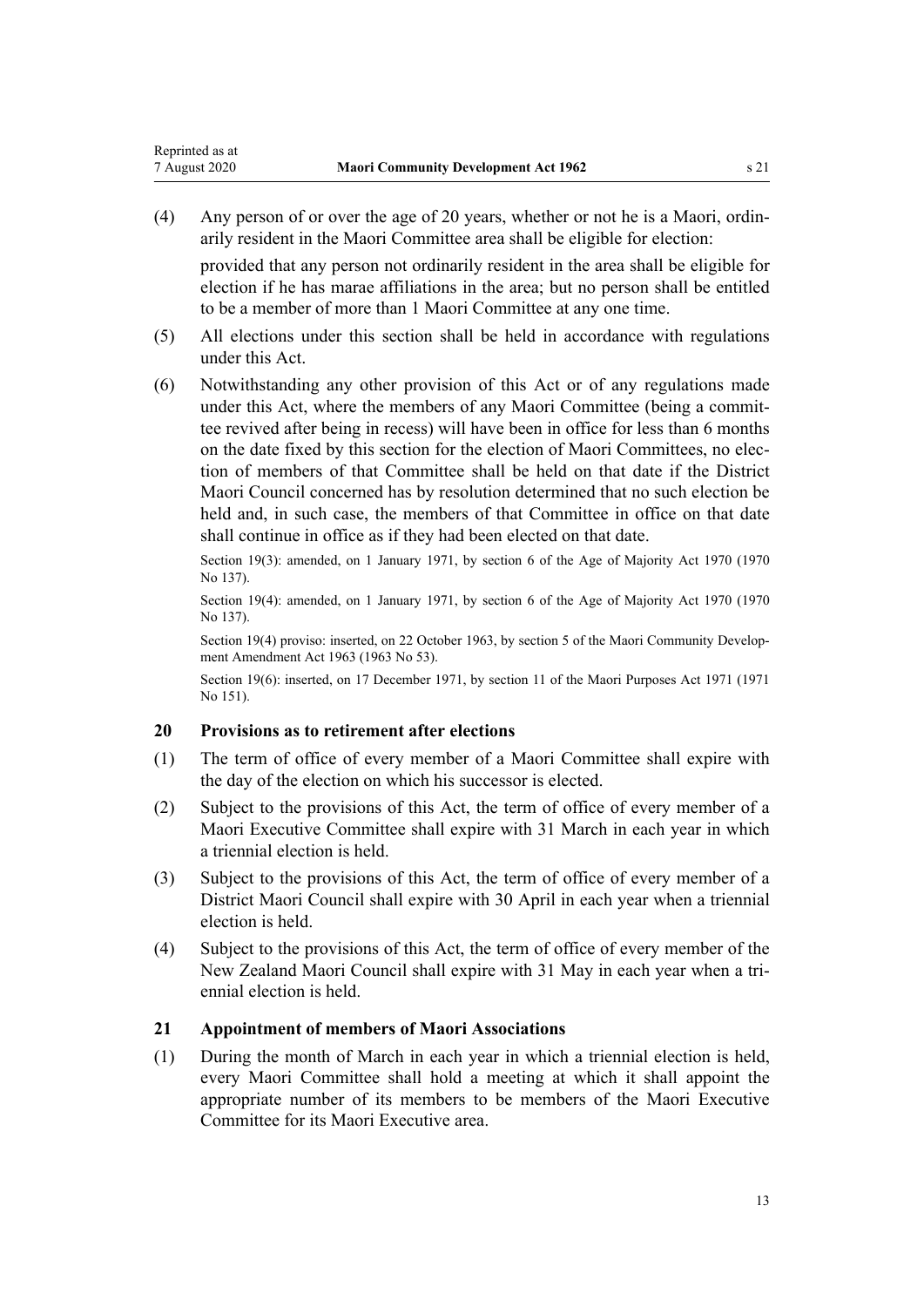(4) Any person of or over the age of 20 years, whether or not he is a Maori, ordinarily resident in the Maori Committee area shall be eligible for election:

provided that any person not ordinarily resident in the area shall be eligible for election if he has marae affiliations in the area; but no person shall be entitled to be a member of more than 1 Maori Committee at any one time.

(5) All elections under this section shall be held in accordance with regulations under this Act.

(6) Notwithstanding any other provision of this Act or of any regulations made under this Act, where the members of any Maori Committee (being a committee revived after being in recess) will have been in office for less than 6 months on the date fixed by this section for the election of Maori Committees, no election of members of that Committee shall be held on that date if the District Maori Council concerned has by resolution determined that no such election be held and, in such case, the members of that Committee in office on that date shall continue in office as if they had been elected on that date.

Section 19(3): amended, on 1 January 1971, by section 6 of the Age of Majority Act 1970 (1970 No 137).

Section 19(4): amended, on 1 January 1971, by section 6 of the Age of Majority Act 1970 (1970 No 137).

Section 19(4) proviso: inserted, on 22 October 1963, by section 5 of the Maori Community Development Amendment Act 1963 (1963 No 53).

Section 19(6): inserted, on 17 December 1971, by section 11 of the Maori Purposes Act 1971 (1971 No 151).

## 20 Provisions as to retirement after elections

(1) The term of office of every member of a Maori Committee shall expire with the day of the election on which his successor is elected.

(2) Subject to the provisions of this Act, the term of office of every member of a Maori Executive Committee shall expire with 31 March in each year in which a triennial election is held.

(3) Subject to the provisions of this Act, the term of office of every member of a District Maori Council shall expire with 30 April in each year when a triennial election is held.

(4) Subject to the provisions of this Act, the term of office of every member of the New Zealand Maori Council shall expire with 31 May in each year when a triennial election is held.

## 21 Appointment of members of Maori Associations

(1) During the month of March in each year in which a triennial election is held, every Maori Committee shall hold a meeting at which it shall appoint the appropriate number of its members to be members of the Maori Executive Committee for its Maori Executive area.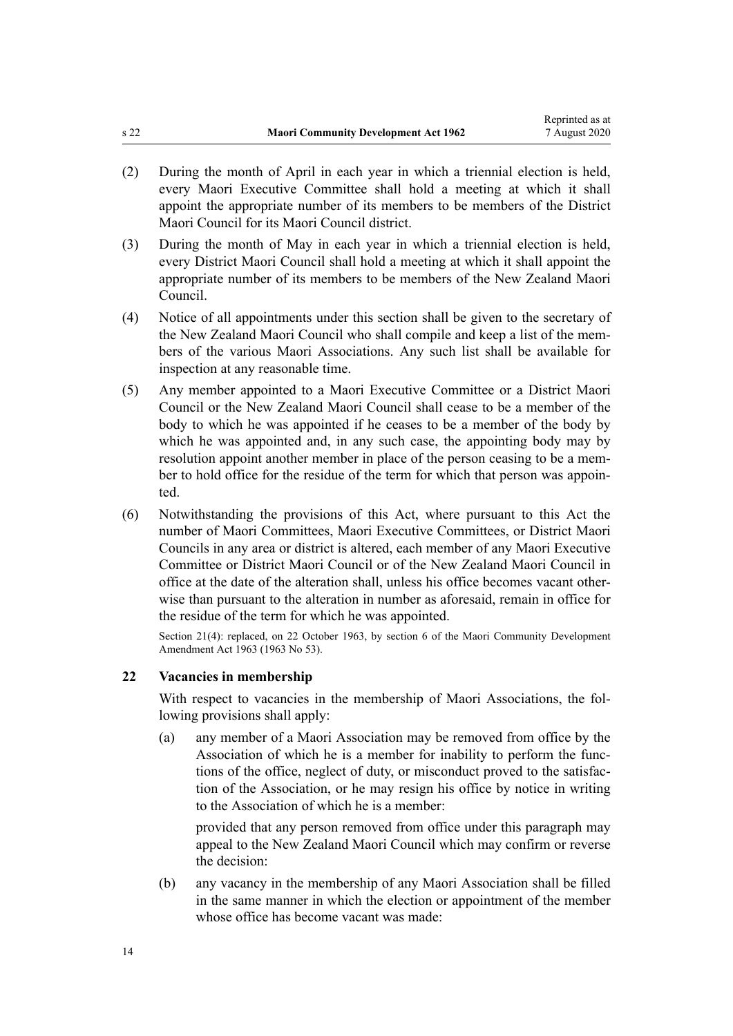(2) During the month of April in each year in which a triennial election is held, every Maori Executive Committee shall hold a meeting at which it shall appoint the appropriate number of its members to be members of the District Maori Council for its Maori Council district.

(3) During the month of May in each year in which a triennial election is held, every District Maori Council shall hold a meeting at which it shall appoint the appropriate number of its members to be members of the New Zealand Maori Council.

(4) Notice of all appointments under this section shall be given to the secretary of the New Zealand Maori Council who shall compile and keep a list of the members of the various Maori Associations. Any such list shall be available for inspection at any reasonable time.

(5) Any member appointed to a Maori Executive Committee or a District Maori Council or the New Zealand Maori Council shall cease to be a member of the body to which he was appointed if he ceases to be a member of the body by which he was appointed and, in any such case, the appointing body may by resolution appoint another member in place of the person ceasing to be a member to hold office for the residue of the term for which that person was appointed.

(6) Notwithstanding the provisions of this Act, where pursuant to this Act the number of Maori Committees, Maori Executive Committees, or District Maori Councils in any area or district is altered, each member of any Maori Executive Committee or District Maori Council or of the New Zealand Maori Council in office at the date of the alteration shall, unless his office becomes vacant otherwise than pursuant to the alteration in number as aforesaid, remain in office for the residue of the term for which he was appointed.

Section 21(4): replaced, on 22 October 1963, by section 6 of the Maori Community Development Amendment Act 1963 (1963 No 53).

### 22 Vacancies in membership

With respect to vacancies in the membership of Maori Associations, the following provisions shall apply:

(a) any member of a Maori Association may be removed from office by the Association of which he is a member for inability to perform the functions of the office, neglect of duty, or misconduct proved to the satisfaction of the Association, or he may resign his office by notice in writing to the Association of which he is a member:

provided that any person removed from office under this paragraph may appeal to the New Zealand Maori Council which may confirm or reverse the decision:

(b) any vacancy in the membership of any Maori Association shall be filled in the same manner in which the election or appointment of the member whose office has become vacant was made: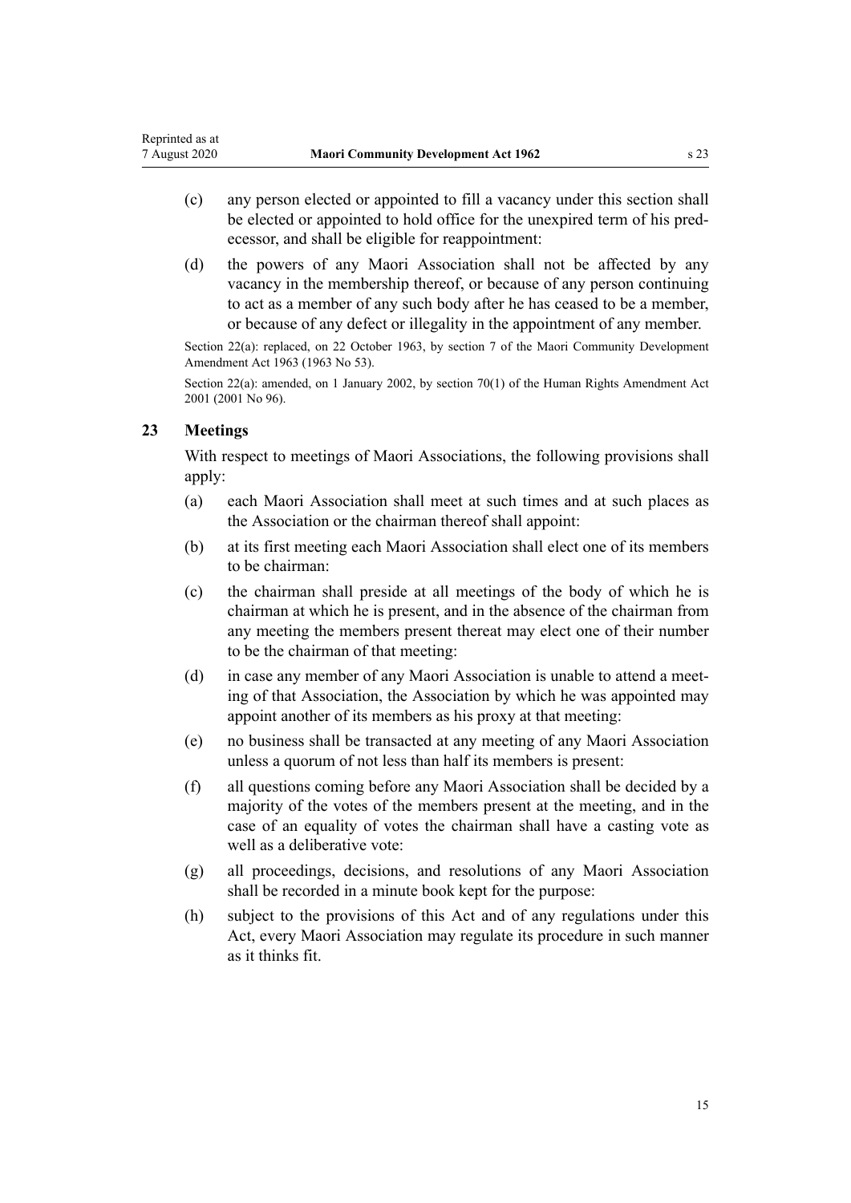(c) any person elected or appointed to fill a vacancy under this section shall be elected or appointed to hold office for the unexpired term of his predecessor, and shall be eligible for reappointment:

(d) the powers of any Maori Association shall not be affected by any vacancy in the membership thereof, or because of any person continuing to act as a member of any such body after he has ceased to be a member, or because of any defect or illegality in the appointment of any member.

Section 22(a): replaced, on 22 October 1963, by section 7 of the Maori Community Development Amendment Act 1963 (1963 No 53).

Section 22(a): amended, on 1 January 2002, by section 70(1) of the Human Rights Amendment Act 2001 (2001 No 96).

## 23 Meetings

With respect to meetings of Maori Associations, the following provisions shall apply:

(a) each Maori Association shall meet at such times and at such places as the Association or the chairman thereof shall appoint:

(b) at its first meeting each Maori Association shall elect one of its members to be chairman:

(c) the chairman shall preside at all meetings of the body of which he is chairman at which he is present, and in the absence of the chairman from any meeting the members present thereat may elect one of their number to be the chairman of that meeting:

(d) in case any member of any Maori Association is unable to attend a meeting of that Association, the Association by which he was appointed may appoint another of its members as his proxy at that meeting:

(e) no business shall be transacted at any meeting of any Maori Association unless a quorum of not less than half its members is present:

(f) all questions coming before any Maori Association shall be decided by a majority of the votes of the members present at the meeting, and in the case of an equality of votes the chairman shall have a casting vote as well as a deliberative vote:

(g) all proceedings, decisions, and resolutions of any Maori Association shall be recorded in a minute book kept for the purpose:

(h) subject to the provisions of this Act and of any regulations under this Act, every Maori Association may regulate its procedure in such manner as it thinks fit.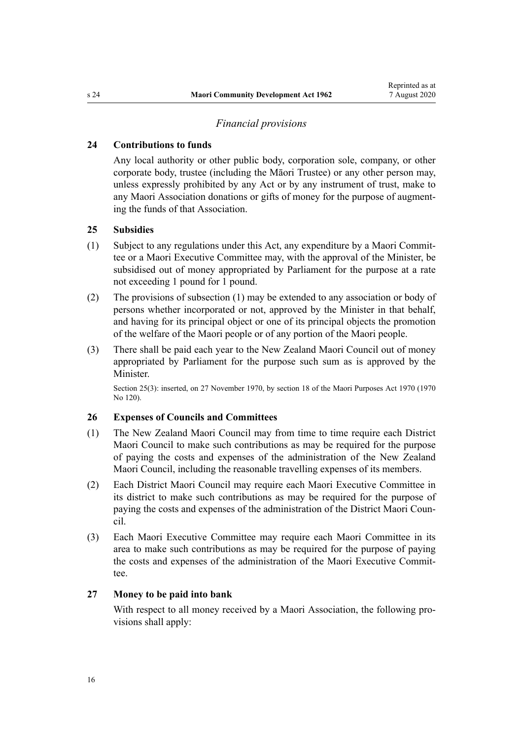*Financial provisions*

**24 Contributions to funds**

Any local authority or other public body, corporation sole, company, or other corporate body, trustee (including the Māori Trustee) or any other person may, unless expressly prohibited by any Act or by any instrument of trust, make to any Maori Association donations or gifts of money for the purpose of augmenting the funds of that Association.

**25 Subsidies**

(1) Subject to any regulations under this Act, any expenditure by a Maori Committee or a Maori Executive Committee may, with the approval of the Minister, be subsidised out of money appropriated by Parliament for the purpose at a rate not exceeding 1 pound for 1 pound.

(2) The provisions of subsection (1) may be extended to any association or body of persons whether incorporated or not, approved by the Minister in that behalf, and having for its principal object or one of its principal objects the promotion of the welfare of the Maori people or of any portion of the Maori people.

(3) There shall be paid each year to the New Zealand Maori Council out of money appropriated by Parliament for the purpose such sum as is approved by the Minister.

Section 25(3): inserted, on 27 November 1970, by section 18 of the Maori Purposes Act 1970 (1970 No 120).

**26 Expenses of Councils and Committees**

(1) The New Zealand Maori Council may from time to time require each District Maori Council to make such contributions as may be required for the purpose of paying the costs and expenses of the administration of the New Zealand Maori Council, including the reasonable travelling expenses of its members.

(2) Each District Maori Council may require each Maori Executive Committee in its district to make such contributions as may be required for the purpose of paying the costs and expenses of the administration of the District Maori Council.

(3) Each Maori Executive Committee may require each Maori Committee in its area to make such contributions as may be required for the purpose of paying the costs and expenses of the administration of the Maori Executive Committee.

**27 Money to be paid into bank**

With respect to all money received by a Maori Association, the following provisions shall apply: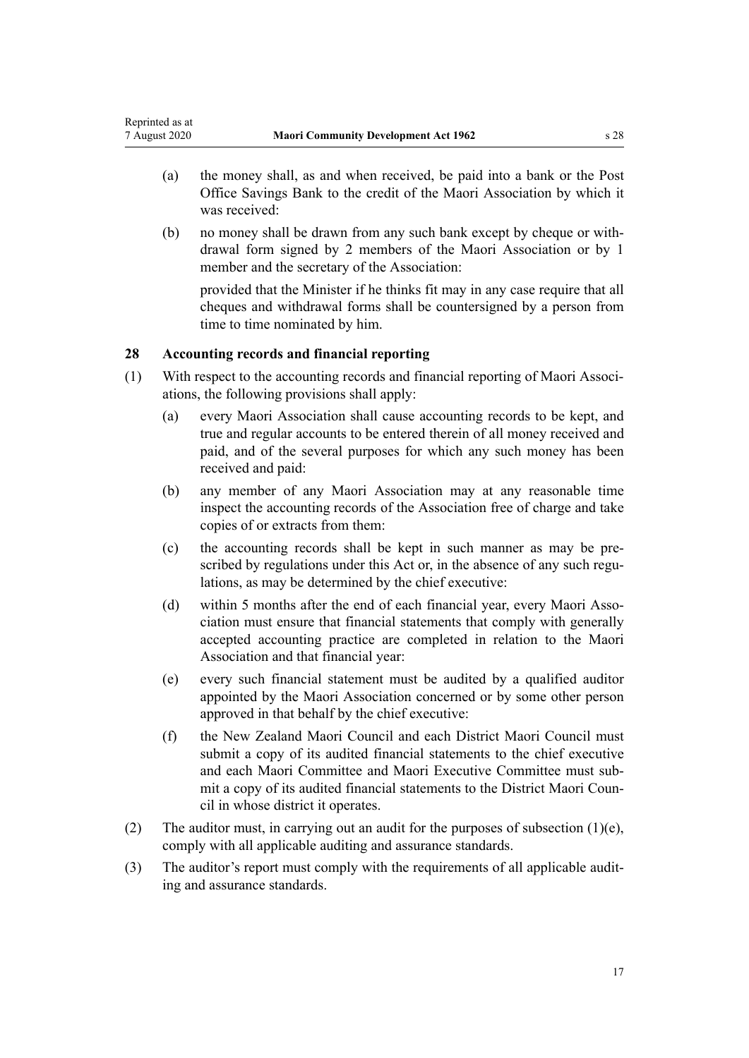(a) the money shall, as and when received, be paid into a bank or the Post Office Savings Bank to the credit of the Maori Association by which it was received:

(b) no money shall be drawn from any such bank except by cheque or withdrawal form signed by 2 members of the Maori Association or by 1 member and the secretary of the Association:

provided that the Minister if he thinks fit may in any case require that all cheques and withdrawal forms shall be countersigned by a person from time to time nominated by him.

### 28 Accounting records and financial reporting

(1) With respect to the accounting records and financial reporting of Maori Associations, the following provisions shall apply:

(a) every Maori Association shall cause accounting records to be kept, and true and regular accounts to be entered therein of all money received and paid, and of the several purposes for which any such money has been received and paid:

(b) any member of any Maori Association may at any reasonable time inspect the accounting records of the Association free of charge and take copies of or extracts from them:

(c) the accounting records shall be kept in such manner as may be prescribed by regulations under this Act or, in the absence of any such regulations, as may be determined by the chief executive:

(d) within 5 months after the end of each financial year, every Maori Association must ensure that financial statements that comply with generally accepted accounting practice are completed in relation to the Maori Association and that financial year:

(e) every such financial statement must be audited by a qualified auditor appointed by the Maori Association concerned or by some other person approved in that behalf by the chief executive:

(f) the New Zealand Maori Council and each District Maori Council must submit a copy of its audited financial statements to the chief executive and each Maori Committee and Maori Executive Committee must submit a copy of its audited financial statements to the District Maori Council in whose district it operates.

(2) The auditor must, in carrying out an audit for the purposes of subsection (1)(e), comply with all applicable auditing and assurance standards.

(3) The auditor's report must comply with the requirements of all applicable auditing and assurance standards.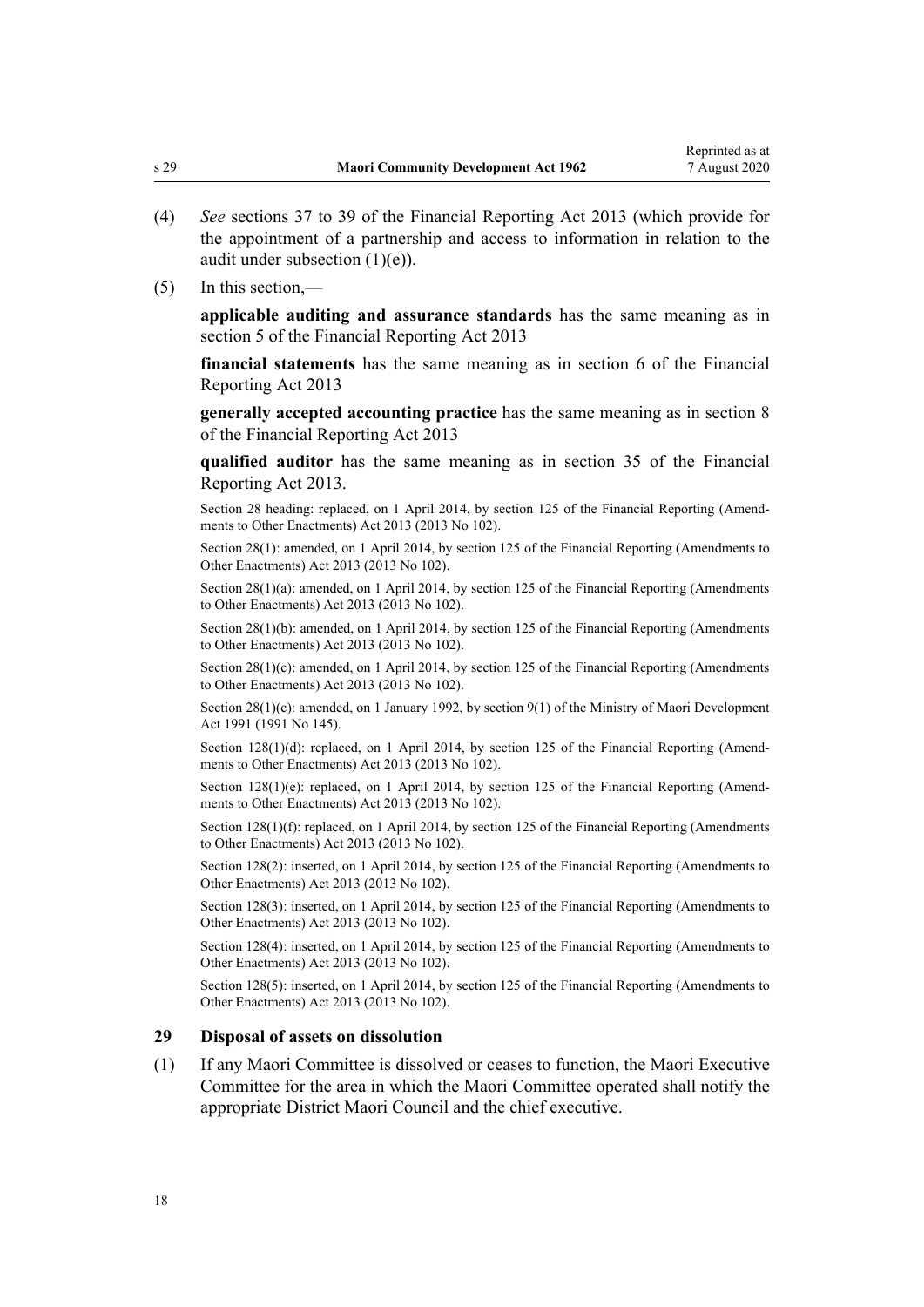(4) *See* sections 37 to 39 of the Financial Reporting Act 2013 (which provide for the appointment of a partnership and access to information in relation to the audit under subsection (1)(e)).

(5) In this section,—

**applicable auditing and assurance standards** has the same meaning as in section 5 of the Financial Reporting Act 2013

**financial statements** has the same meaning as in section 6 of the Financial Reporting Act 2013

**generally accepted accounting practice** has the same meaning as in section 8 of the Financial Reporting Act 2013

**qualified auditor** has the same meaning as in section 35 of the Financial Reporting Act 2013.

Section 28 heading: replaced, on 1 April 2014, by section 125 of the Financial Reporting (Amendments to Other Enactments) Act 2013 (2013 No 102).

Section 28(1): amended, on 1 April 2014, by section 125 of the Financial Reporting (Amendments to Other Enactments) Act 2013 (2013 No 102).

Section 28(1)(a): amended, on 1 April 2014, by section 125 of the Financial Reporting (Amendments to Other Enactments) Act 2013 (2013 No 102).

Section 28(1)(b): amended, on 1 April 2014, by section 125 of the Financial Reporting (Amendments to Other Enactments) Act 2013 (2013 No 102).

Section 28(1)(c): amended, on 1 April 2014, by section 125 of the Financial Reporting (Amendments to Other Enactments) Act 2013 (2013 No 102).

Section 28(1)(c): amended, on 1 January 1992, by section 9(1) of the Ministry of Maori Development Act 1991 (1991 No 145).

Section 128(1)(d): replaced, on 1 April 2014, by section 125 of the Financial Reporting (Amendments to Other Enactments) Act 2013 (2013 No 102).

Section 128(1)(e): replaced, on 1 April 2014, by section 125 of the Financial Reporting (Amendments to Other Enactments) Act 2013 (2013 No 102).

Section 128(1)(f): replaced, on 1 April 2014, by section 125 of the Financial Reporting (Amendments to Other Enactments) Act 2013 (2013 No 102).

Section 128(2): inserted, on 1 April 2014, by section 125 of the Financial Reporting (Amendments to Other Enactments) Act 2013 (2013 No 102).

Section 128(3): inserted, on 1 April 2014, by section 125 of the Financial Reporting (Amendments to Other Enactments) Act 2013 (2013 No 102).

Section 128(4): inserted, on 1 April 2014, by section 125 of the Financial Reporting (Amendments to Other Enactments) Act 2013 (2013 No 102).

Section 128(5): inserted, on 1 April 2014, by section 125 of the Financial Reporting (Amendments to Other Enactments) Act 2013 (2013 No 102).

### 29 Disposal of assets on dissolution

(1) If any Maori Committee is dissolved or ceases to function, the Maori Executive Committee for the area in which the Maori Committee operated shall notify the appropriate District Maori Council and the chief executive.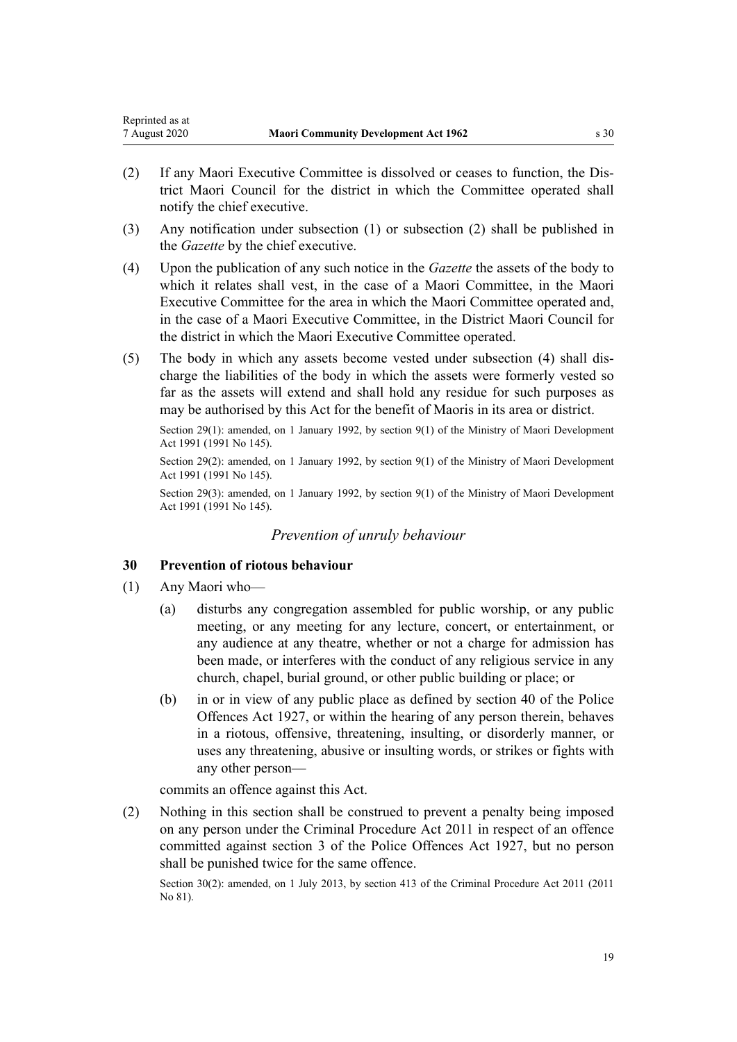(2) If any Maori Executive Committee is dissolved or ceases to function, the District Maori Council for the district in which the Committee operated shall notify the chief executive.

(3) Any notification under subsection (1) or subsection (2) shall be published in the *Gazette* by the chief executive.

(4) Upon the publication of any such notice in the *Gazette* the assets of the body to which it relates shall vest, in the case of a Maori Committee, in the Maori Executive Committee for the area in which the Maori Committee operated and, in the case of a Maori Executive Committee, in the District Maori Council for the district in which the Maori Executive Committee operated.

(5) The body in which any assets become vested under subsection (4) shall discharge the liabilities of the body in which the assets were formerly vested so far as the assets will extend and shall hold any residue for such purposes as may be authorised by this Act for the benefit of Maoris in its area or district.

Section 29(1): amended, on 1 January 1992, by section 9(1) of the Ministry of Maori Development Act 1991 (1991 No 145).

Section 29(2): amended, on 1 January 1992, by section 9(1) of the Ministry of Maori Development Act 1991 (1991 No 145).

Section 29(3): amended, on 1 January 1992, by section 9(1) of the Ministry of Maori Development Act 1991 (1991 No 145).

*Prevention of unruly behaviour*

### 30 Prevention of riotous behaviour

(1) Any Maori who—

- (a) disturbs any congregation assembled for public worship, or any public meeting, or any meeting for any lecture, concert, or entertainment, or any audience at any theatre, whether or not a charge for admission has been made, or interferes with the conduct of any religious service in any church, chapel, burial ground, or other public building or place; or
- (b) in or in view of any public place as defined by section 40 of the Police Offences Act 1927, or within the hearing of any person therein, behaves in a riotous, offensive, threatening, insulting, or disorderly manner, or uses any threatening, abusive or insulting words, or strikes or fights with any other person—

commits an offence against this Act.

(2) Nothing in this section shall be construed to prevent a penalty being imposed on any person under the Criminal Procedure Act 2011 in respect of an offence committed against section 3 of the Police Offences Act 1927, but no person shall be punished twice for the same offence.

Section 30(2): amended, on 1 July 2013, by section 413 of the Criminal Procedure Act 2011 (2011 No 81).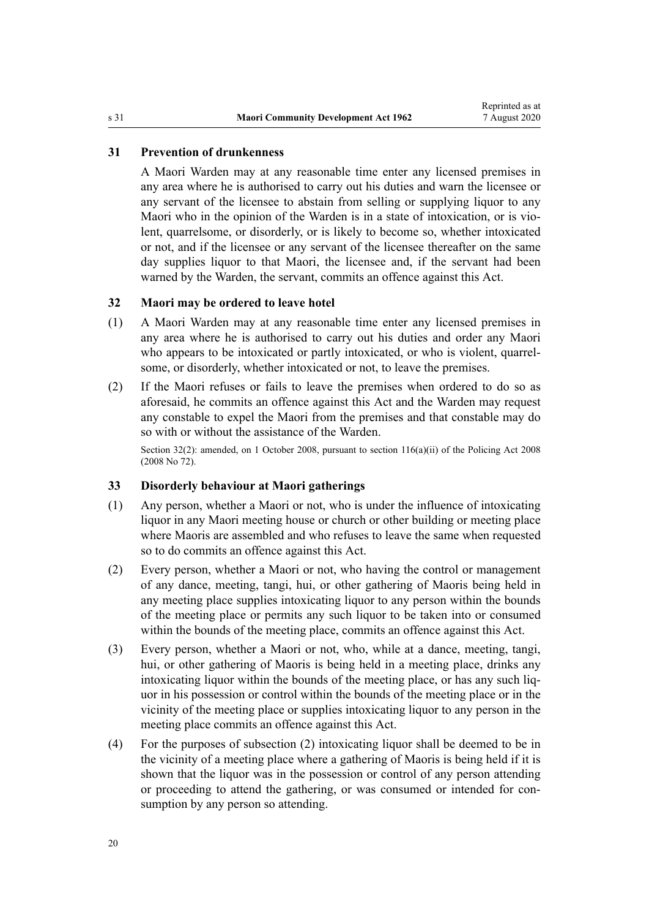### 31 Prevention of drunkenness

A Maori Warden may at any reasonable time enter any licensed premises in any area where he is authorised to carry out his duties and warn the licensee or any servant of the licensee to abstain from selling or supplying liquor to any Maori who in the opinion of the Warden is in a state of intoxication, or is violent, quarrelsome, or disorderly, or is likely to become so, whether intoxicated or not, and if the licensee or any servant of the licensee thereafter on the same day supplies liquor to that Maori, the licensee and, if the servant had been warned by the Warden, the servant, commits an offence against this Act.

### 32 Maori may be ordered to leave hotel

(1) A Maori Warden may at any reasonable time enter any licensed premises in any area where he is authorised to carry out his duties and order any Maori who appears to be intoxicated or partly intoxicated, or who is violent, quarrelsome, or disorderly, whether intoxicated or not, to leave the premises.

(2) If the Maori refuses or fails to leave the premises when ordered to do so as aforesaid, he commits an offence against this Act and the Warden may request any constable to expel the Maori from the premises and that constable may do so with or without the assistance of the Warden.

Section 32(2): amended, on 1 October 2008, pursuant to section 116(a)(ii) of the Policing Act 2008 (2008 No 72).

### 33 Disorderly behaviour at Maori gatherings

(1) Any person, whether a Maori or not, who is under the influence of intoxicating liquor in any Maori meeting house or church or other building or meeting place where Maoris are assembled and who refuses to leave the same when requested so to do commits an offence against this Act.

(2) Every person, whether a Maori or not, who having the control or management of any dance, meeting, tangi, hui, or other gathering of Maoris being held in any meeting place supplies intoxicating liquor to any person within the bounds of the meeting place or permits any such liquor to be taken into or consumed within the bounds of the meeting place, commits an offence against this Act.

(3) Every person, whether a Maori or not, who, while at a dance, meeting, tangi, hui, or other gathering of Maoris is being held in a meeting place, drinks any intoxicating liquor within the bounds of the meeting place, or has any such liquor in his possession or control within the bounds of the meeting place or in the vicinity of the meeting place or supplies intoxicating liquor to any person in the meeting place commits an offence against this Act.

(4) For the purposes of subsection (2) intoxicating liquor shall be deemed to be in the vicinity of a meeting place where a gathering of Maoris is being held if it is shown that the liquor was in the possession or control of any person attending or proceeding to attend the gathering, or was consumed or intended for consumption by any person so attending.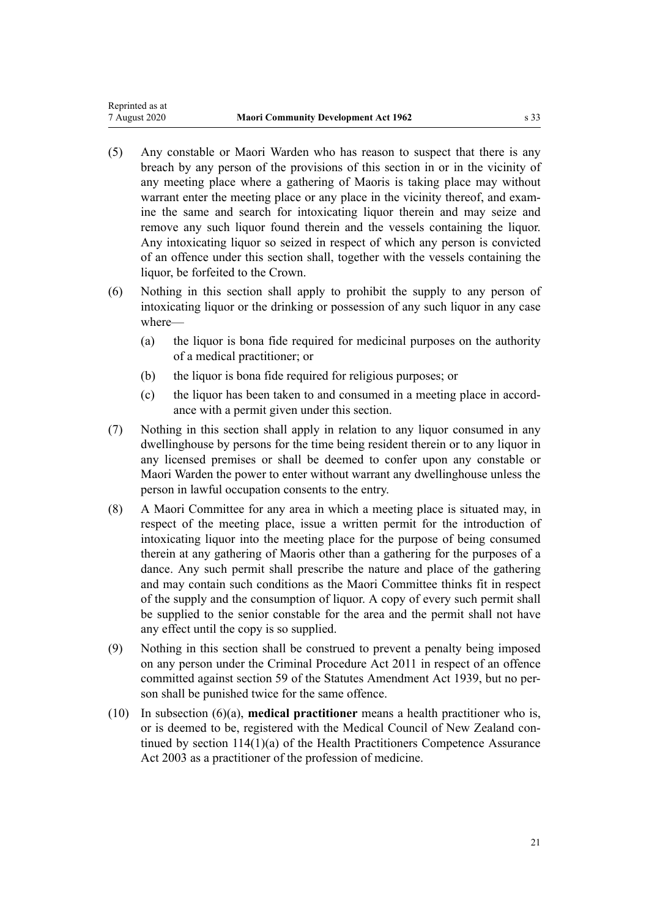(5) Any constable or Maori Warden who has reason to suspect that there is any breach by any person of the provisions of this section in or in the vicinity of any meeting place where a gathering of Maoris is taking place may without warrant enter the meeting place or any place in the vicinity thereof, and examine the same and search for intoxicating liquor therein and may seize and remove any such liquor found therein and the vessels containing the liquor. Any intoxicating liquor so seized in respect of which any person is convicted of an offence under this section shall, together with the vessels containing the liquor, be forfeited to the Crown.

(6) Nothing in this section shall apply to prohibit the supply to any person of intoxicating liquor or the drinking or possession of any such liquor in any case where—

- (a) the liquor is bona fide required for medicinal purposes on the authority of a medical practitioner; or
- (b) the liquor is bona fide required for religious purposes; or
- (c) the liquor has been taken to and consumed in a meeting place in accordance with a permit given under this section.

(7) Nothing in this section shall apply in relation to any liquor consumed in any dwellinghouse by persons for the time being resident therein or to any liquor in any licensed premises or shall be deemed to confer upon any constable or Maori Warden the power to enter without warrant any dwellinghouse unless the person in lawful occupation consents to the entry.

(8) A Maori Committee for any area in which a meeting place is situated may, in respect of the meeting place, issue a written permit for the introduction of intoxicating liquor into the meeting place for the purpose of being consumed therein at any gathering of Maoris other than a gathering for the purposes of a dance. Any such permit shall prescribe the nature and place of the gathering and may contain such conditions as the Maori Committee thinks fit in respect of the supply and the consumption of liquor. A copy of every such permit shall be supplied to the senior constable for the area and the permit shall not have any effect until the copy is so supplied.

(9) Nothing in this section shall be construed to prevent a penalty being imposed on any person under the Criminal Procedure Act 2011 in respect of an offence committed against section 59 of the Statutes Amendment Act 1939, but no person shall be punished twice for the same offence.

(10) In subsection (6)(a), **medical practitioner** means a health practitioner who is, or is deemed to be, registered with the Medical Council of New Zealand continued by section 114(1)(a) of the Health Practitioners Competence Assurance Act 2003 as a practitioner of the profession of medicine.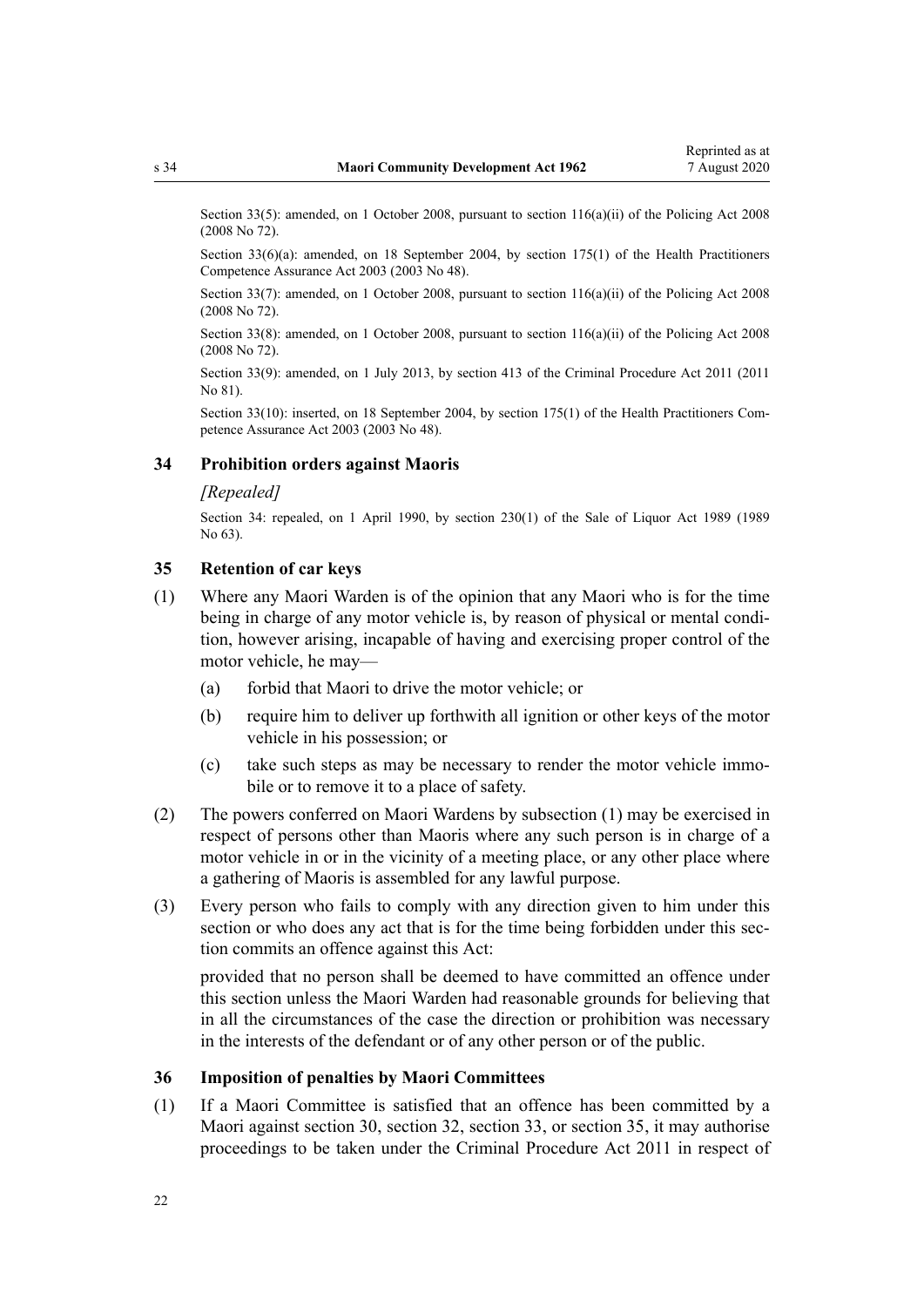Section 33(5): amended, on 1 October 2008, pursuant to section 116(a)(ii) of the Policing Act 2008 (2008 No 72).

Section 33(6)(a): amended, on 18 September 2004, by section 175(1) of the Health Practitioners Competence Assurance Act 2003 (2003 No 48).

Section 33(7): amended, on 1 October 2008, pursuant to section 116(a)(ii) of the Policing Act 2008 (2008 No 72).

Section 33(8): amended, on 1 October 2008, pursuant to section 116(a)(ii) of the Policing Act 2008 (2008 No 72).

Section 33(9): amended, on 1 July 2013, by section 413 of the Criminal Procedure Act 2011 (2011 No 81).

Section 33(10): inserted, on 18 September 2004, by section 175(1) of the Health Practitioners Competence Assurance Act 2003 (2003 No 48).

### 34 Prohibition orders against Maoris

*[Repealed]*

Section 34: repealed, on 1 April 1990, by section 230(1) of the Sale of Liquor Act 1989 (1989 No 63).

### 35 Retention of car keys

(1) Where any Maori Warden is of the opinion that any Maori who is for the time being in charge of any motor vehicle is, by reason of physical or mental condition, however arising, incapable of having and exercising proper control of the motor vehicle, he may—

- (a) forbid that Maori to drive the motor vehicle; or
- (b) require him to deliver up forthwith all ignition or other keys of the motor vehicle in his possession; or
- (c) take such steps as may be necessary to render the motor vehicle immobile or to remove it to a place of safety.

(2) The powers conferred on Maori Wardens by subsection (1) may be exercised in respect of persons other than Maoris where any such person is in charge of a motor vehicle in or in the vicinity of a meeting place, or any other place where a gathering of Maoris is assembled for any lawful purpose.

(3) Every person who fails to comply with any direction given to him under this section or who does any act that is for the time being forbidden under this section commits an offence against this Act:

provided that no person shall be deemed to have committed an offence under this section unless the Maori Warden had reasonable grounds for believing that in all the circumstances of the case the direction or prohibition was necessary in the interests of the defendant or of any other person or of the public.

### 36 Imposition of penalties by Maori Committees

(1) If a Maori Committee is satisfied that an offence has been committed by a Maori against section 30, section 32, section 33, or section 35, it may authorise proceedings to be taken under the Criminal Procedure Act 2011 in respect of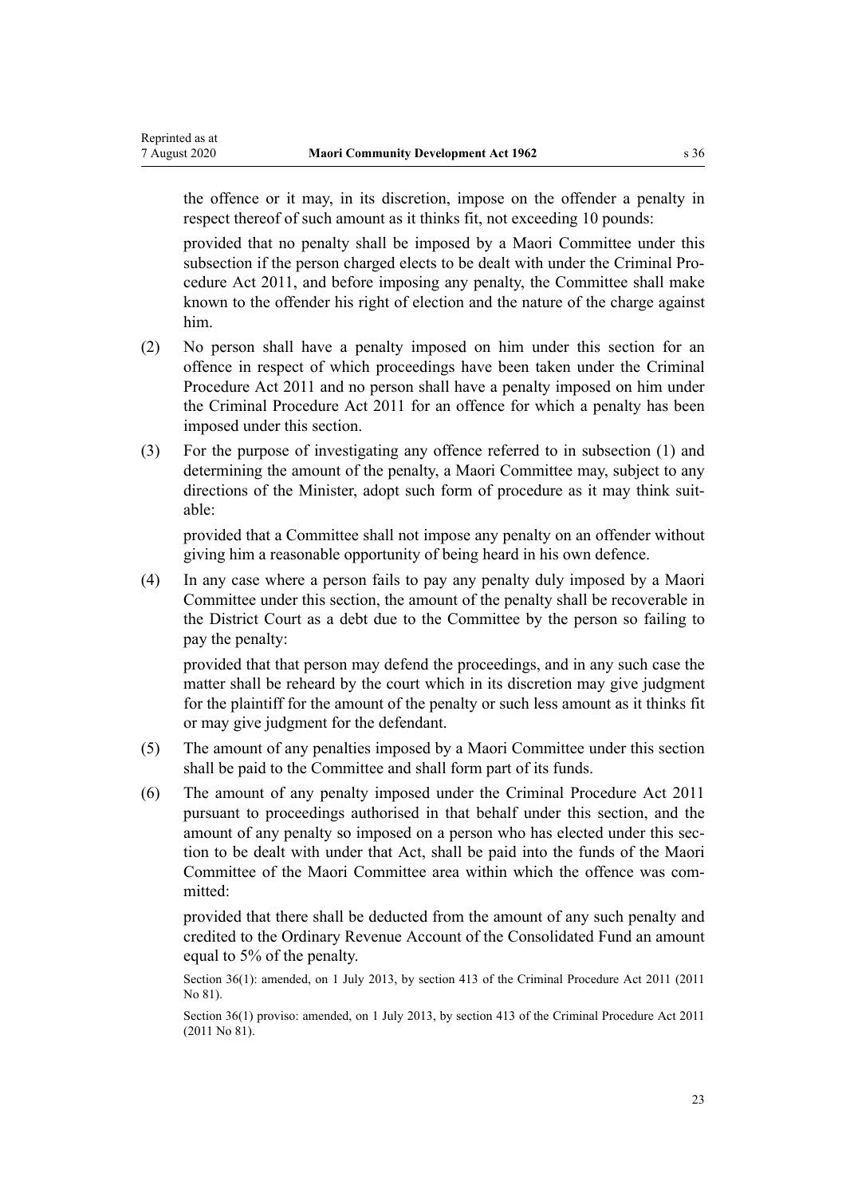the offence or it may, in its discretion, impose on the offender a penalty in respect thereof of such amount as it thinks fit, not exceeding 10 pounds:

provided that no penalty shall be imposed by a Maori Committee under this subsection if the person charged elects to be dealt with under the Criminal Procedure Act 2011, and before imposing any penalty, the Committee shall make known to the offender his right of election and the nature of the charge against him.

(2) No person shall have a penalty imposed on him under this section for an offence in respect of which proceedings have been taken under the Criminal Procedure Act 2011 and no person shall have a penalty imposed on him under the Criminal Procedure Act 2011 for an offence for which a penalty has been imposed under this section.

(3) For the purpose of investigating any offence referred to in subsection (1) and determining the amount of the penalty, a Maori Committee may, subject to any directions of the Minister, adopt such form of procedure as it may think suitable:

provided that a Committee shall not impose any penalty on an offender without giving him a reasonable opportunity of being heard in his own defence.

(4) In any case where a person fails to pay any penalty duly imposed by a Maori Committee under this section, the amount of the penalty shall be recoverable in the District Court as a debt due to the Committee by the person so failing to pay the penalty:

provided that that person may defend the proceedings, and in any such case the matter shall be reheard by the court which in its discretion may give judgment for the plaintiff for the amount of the penalty or such less amount as it thinks fit or may give judgment for the defendant.

(5) The amount of any penalties imposed by a Maori Committee under this section shall be paid to the Committee and shall form part of its funds.

(6) The amount of any penalty imposed under the Criminal Procedure Act 2011 pursuant to proceedings authorised in that behalf under this section, and the amount of any penalty so imposed on a person who has elected under this section to be dealt with under that Act, shall be paid into the funds of the Maori Committee of the Maori Committee area within which the offence was committed:

provided that there shall be deducted from the amount of any such penalty and credited to the Ordinary Revenue Account of the Consolidated Fund an amount equal to 5% of the penalty.

Section 36(1): amended, on 1 July 2013, by section 413 of the Criminal Procedure Act 2011 (2011 No 81).

Section 36(1) proviso: amended, on 1 July 2013, by section 413 of the Criminal Procedure Act 2011 (2011 No 81).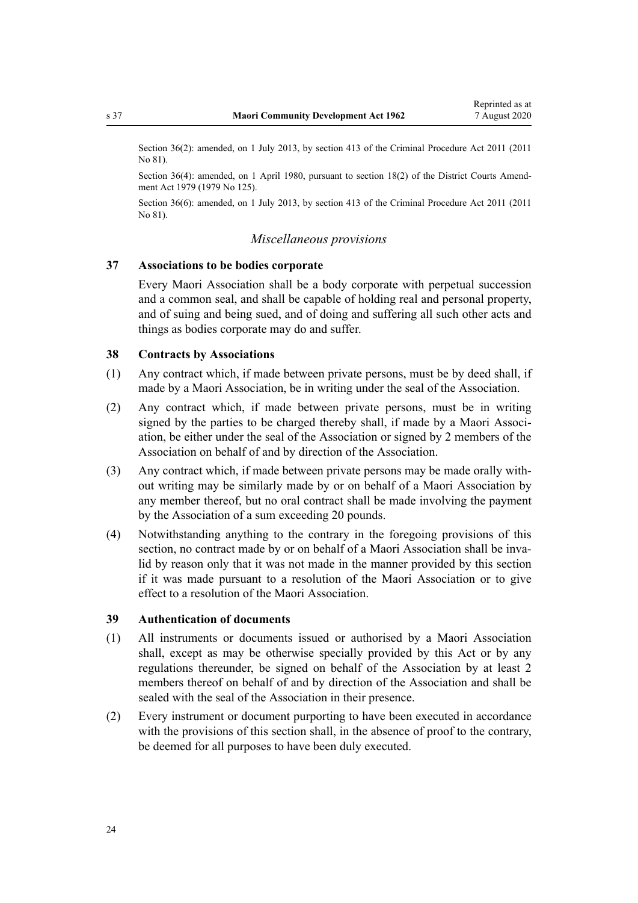Section 36(2): amended, on 1 July 2013, by section 413 of the Criminal Procedure Act 2011 (2011 No 81).

Section 36(4): amended, on 1 April 1980, pursuant to section 18(2) of the District Courts Amendment Act 1979 (1979 No 125).

Section 36(6): amended, on 1 July 2013, by section 413 of the Criminal Procedure Act 2011 (2011 No 81).

*Miscellaneous provisions*

### 37 Associations to be bodies corporate

Every Maori Association shall be a body corporate with perpetual succession and a common seal, and shall be capable of holding real and personal property, and of suing and being sued, and of doing and suffering all such other acts and things as bodies corporate may do and suffer.

### 38 Contracts by Associations

(1) Any contract which, if made between private persons, must be by deed shall, if made by a Maori Association, be in writing under the seal of the Association.

(2) Any contract which, if made between private persons, must be in writing signed by the parties to be charged thereby shall, if made by a Maori Association, be either under the seal of the Association or signed by 2 members of the Association on behalf of and by direction of the Association.

(3) Any contract which, if made between private persons may be made orally without writing may be similarly made by or on behalf of a Maori Association by any member thereof, but no oral contract shall be made involving the payment by the Association of a sum exceeding 20 pounds.

(4) Notwithstanding anything to the contrary in the foregoing provisions of this section, no contract made by or on behalf of a Maori Association shall be invalid by reason only that it was not made in the manner provided by this section if it was made pursuant to a resolution of the Maori Association or to give effect to a resolution of the Maori Association.

### 39 Authentication of documents

(1) All instruments or documents issued or authorised by a Maori Association shall, except as may be otherwise specially provided by this Act or by any regulations thereunder, be signed on behalf of the Association by at least 2 members thereof on behalf of and by direction of the Association and shall be sealed with the seal of the Association in their presence.

(2) Every instrument or document purporting to have been executed in accordance with the provisions of this section shall, in the absence of proof to the contrary, be deemed for all purposes to have been duly executed.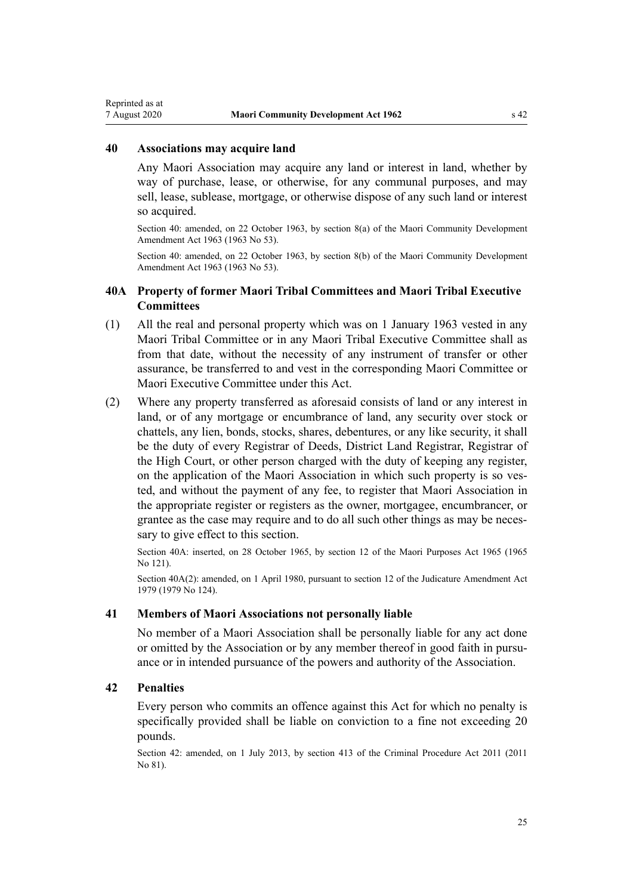### 40 Associations may acquire land

Any Maori Association may acquire any land or interest in land, whether by way of purchase, lease, or otherwise, for any communal purposes, and may sell, lease, sublease, mortgage, or otherwise dispose of any such land or interest so acquired.

Section 40: amended, on 22 October 1963, by section 8(a) of the Maori Community Development Amendment Act 1963 (1963 No 53).

Section 40: amended, on 22 October 1963, by section 8(b) of the Maori Community Development Amendment Act 1963 (1963 No 53).

### 40A Property of former Maori Tribal Committees and Maori Tribal Executive Committees

(1) All the real and personal property which was on 1 January 1963 vested in any Maori Tribal Committee or in any Maori Tribal Executive Committee shall as from that date, without the necessity of any instrument of transfer or other assurance, be transferred to and vest in the corresponding Maori Committee or Maori Executive Committee under this Act.

(2) Where any property transferred as aforesaid consists of land or any interest in land, or of any mortgage or encumbrance of land, any security over stock or chattels, any lien, bonds, stocks, shares, debentures, or any like security, it shall be the duty of every Registrar of Deeds, District Land Registrar, Registrar of the High Court, or other person charged with the duty of keeping any register, on the application of the Maori Association in which such property is so vested, and without the payment of any fee, to register that Maori Association in the appropriate register or registers as the owner, mortgagee, encumbrancer, or grantee as the case may require and to do all such other things as may be necessary to give effect to this section.

Section 40A: inserted, on 28 October 1965, by section 12 of the Maori Purposes Act 1965 (1965 No 121).

Section 40A(2): amended, on 1 April 1980, pursuant to section 12 of the Judicature Amendment Act 1979 (1979 No 124).

### 41 Members of Maori Associations not personally liable

No member of a Maori Association shall be personally liable for any act done or omitted by the Association or by any member thereof in good faith in pursuance or in intended pursuance of the powers and authority of the Association.

### 42 Penalties

Every person who commits an offence against this Act for which no penalty is specifically provided shall be liable on conviction to a fine not exceeding 20 pounds.

Section 42: amended, on 1 July 2013, by section 413 of the Criminal Procedure Act 2011 (2011 No 81).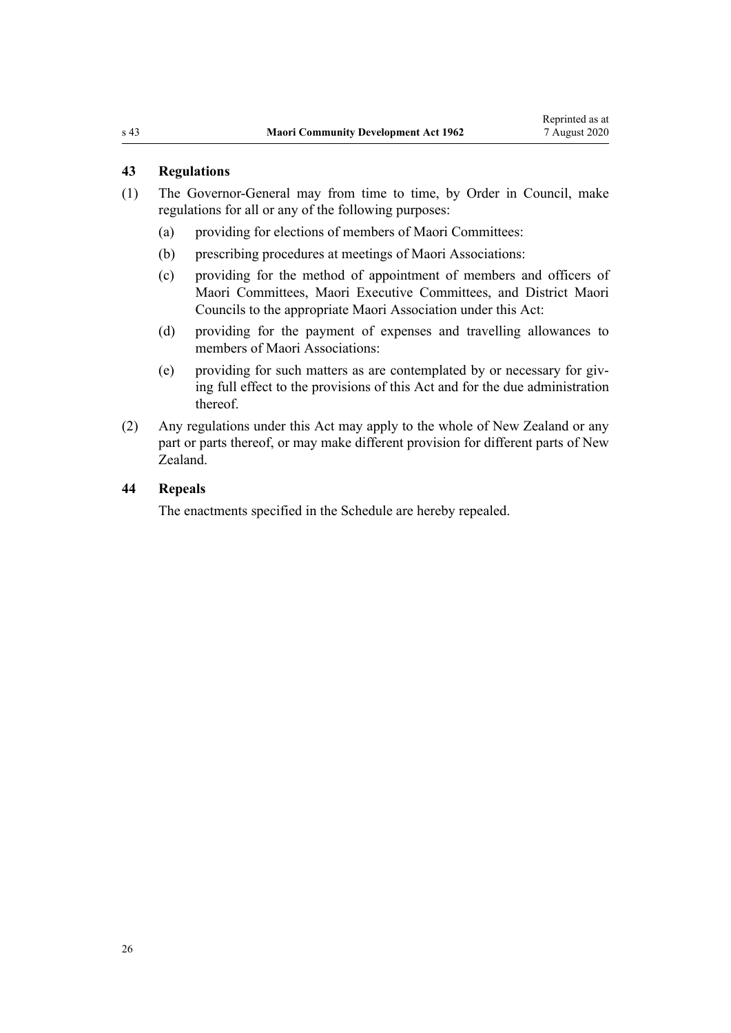## 43 Regulations

(1) The Governor-General may from time to time, by Order in Council, make regulations for all or any of the following purposes:

  (a) providing for elections of members of Maori Committees:

  (b) prescribing procedures at meetings of Maori Associations:

  (c) providing for the method of appointment of members and officers of Maori Committees, Maori Executive Committees, and District Maori Councils to the appropriate Maori Association under this Act:

  (d) providing for the payment of expenses and travelling allowances to members of Maori Associations:

  (e) providing for such matters as are contemplated by or necessary for giving full effect to the provisions of this Act and for the due administration thereof.

(2) Any regulations under this Act may apply to the whole of New Zealand or any part or parts thereof, or may make different provision for different parts of New Zealand.

## 44 Repeals

The enactments specified in the Schedule are hereby repealed.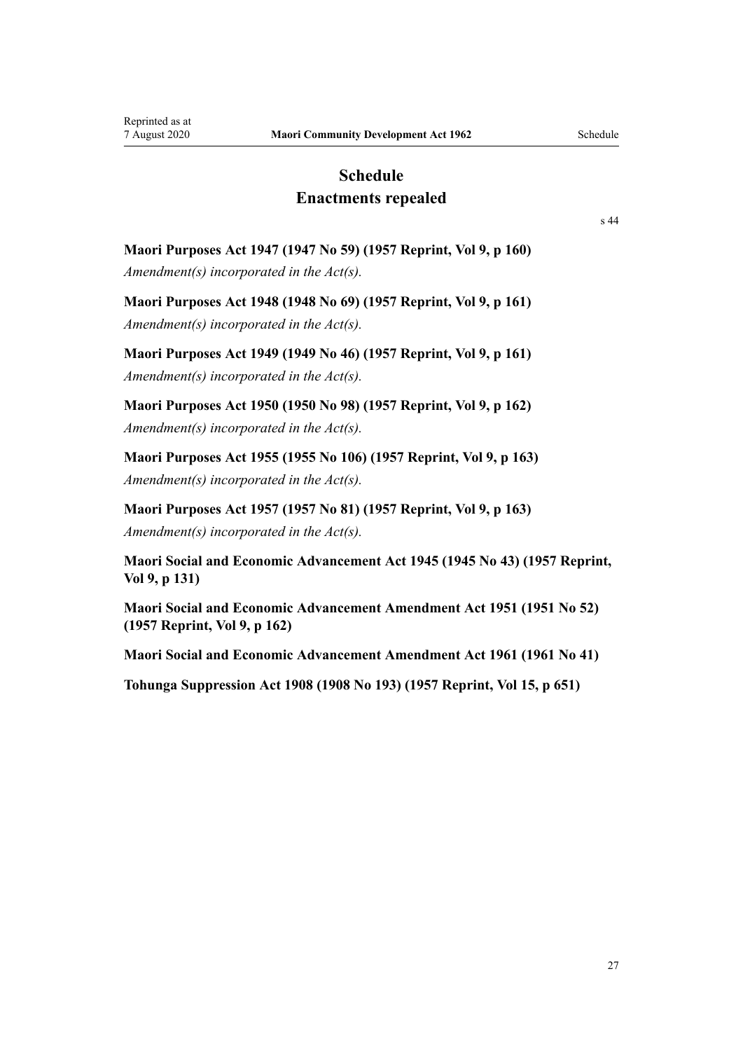# Schedule
## Enactments repealed

s 44

**Maori Purposes Act 1947 (1947 No 59) (1957 Reprint, Vol 9, p 160)**

*Amendment(s) incorporated in the Act(s).*

**Maori Purposes Act 1948 (1948 No 69) (1957 Reprint, Vol 9, p 161)**

*Amendment(s) incorporated in the Act(s).*

**Maori Purposes Act 1949 (1949 No 46) (1957 Reprint, Vol 9, p 161)**

*Amendment(s) incorporated in the Act(s).*

**Maori Purposes Act 1950 (1950 No 98) (1957 Reprint, Vol 9, p 162)**

*Amendment(s) incorporated in the Act(s).*

**Maori Purposes Act 1955 (1955 No 106) (1957 Reprint, Vol 9, p 163)**

*Amendment(s) incorporated in the Act(s).*

**Maori Purposes Act 1957 (1957 No 81) (1957 Reprint, Vol 9, p 163)**

*Amendment(s) incorporated in the Act(s).*

**Maori Social and Economic Advancement Act 1945 (1945 No 43) (1957 Reprint, Vol 9, p 131)**

**Maori Social and Economic Advancement Amendment Act 1951 (1951 No 52) (1957 Reprint, Vol 9, p 162)**

**Maori Social and Economic Advancement Amendment Act 1961 (1961 No 41)**

**Tohunga Suppression Act 1908 (1908 No 193) (1957 Reprint, Vol 15, p 651)**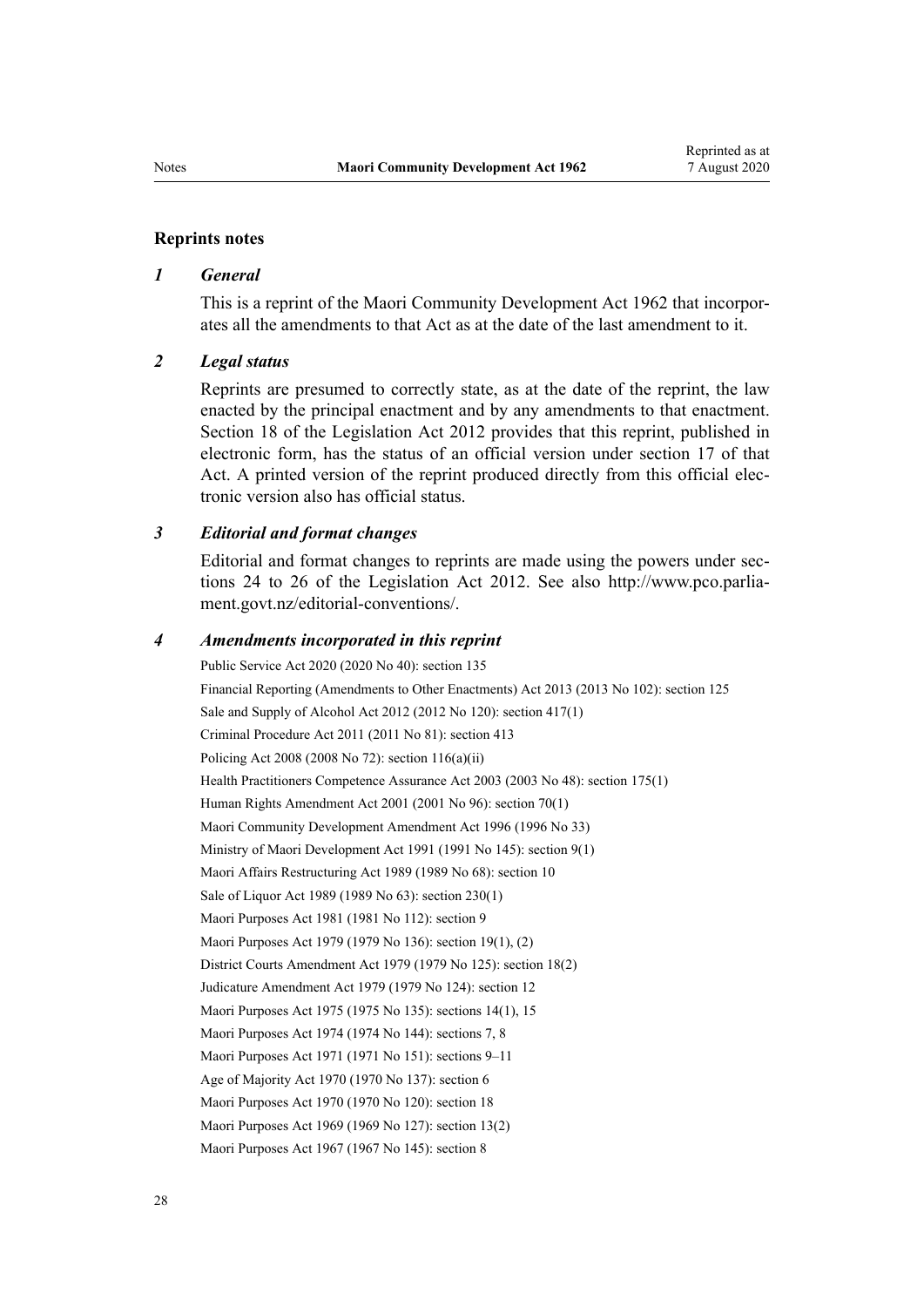## Reprints notes

### *1 General*

This is a reprint of the Maori Community Development Act 1962 that incorporates all the amendments to that Act as at the date of the last amendment to it.

### *2 Legal status*

Reprints are presumed to correctly state, as at the date of the reprint, the law enacted by the principal enactment and by any amendments to that enactment. Section 18 of the Legislation Act 2012 provides that this reprint, published in electronic form, has the status of an official version under section 17 of that Act. A printed version of the reprint produced directly from this official electronic version also has official status.

### *3 Editorial and format changes*

Editorial and format changes to reprints are made using the powers under sections 24 to 26 of the Legislation Act 2012. See also http://www.pco.parliament.govt.nz/editorial-conventions/.

### *4 Amendments incorporated in this reprint*

Public Service Act 2020 (2020 No 40): section 135

Financial Reporting (Amendments to Other Enactments) Act 2013 (2013 No 102): section 125

Sale and Supply of Alcohol Act 2012 (2012 No 120): section 417(1)

Criminal Procedure Act 2011 (2011 No 81): section 413

Policing Act 2008 (2008 No 72): section 116(a)(ii)

Health Practitioners Competence Assurance Act 2003 (2003 No 48): section 175(1)

Human Rights Amendment Act 2001 (2001 No 96): section 70(1)

Maori Community Development Amendment Act 1996 (1996 No 33)

Ministry of Maori Development Act 1991 (1991 No 145): section 9(1)

Maori Affairs Restructuring Act 1989 (1989 No 68): section 10

Sale of Liquor Act 1989 (1989 No 63): section 230(1)

Maori Purposes Act 1981 (1981 No 112): section 9

Maori Purposes Act 1979 (1979 No 136): section 19(1), (2)

District Courts Amendment Act 1979 (1979 No 125): section 18(2)

Judicature Amendment Act 1979 (1979 No 124): section 12

Maori Purposes Act 1975 (1975 No 135): sections 14(1), 15

Maori Purposes Act 1974 (1974 No 144): sections 7, 8

Maori Purposes Act 1971 (1971 No 151): sections 9–11

Age of Majority Act 1970 (1970 No 137): section 6

Maori Purposes Act 1970 (1970 No 120): section 18

Maori Purposes Act 1969 (1969 No 127): section 13(2)

Maori Purposes Act 1967 (1967 No 145): section 8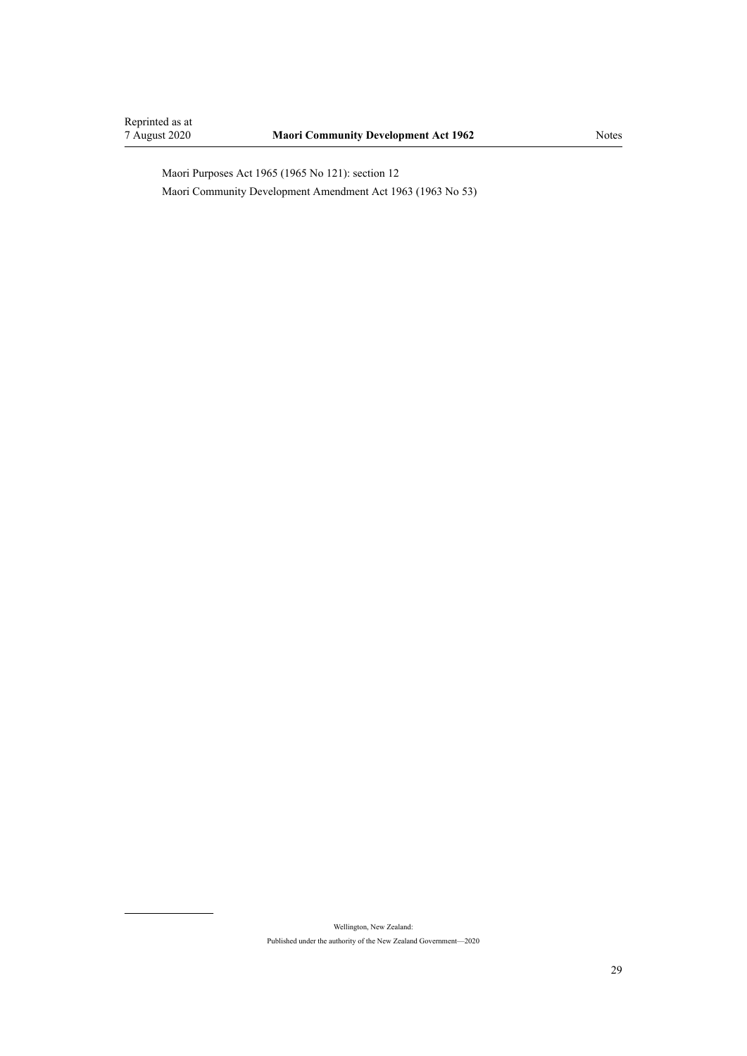Maori Purposes Act 1965 (1965 No 121): section 12

Maori Community Development Amendment Act 1963 (1963 No 53)

Wellington, New Zealand:

Published under the authority of the New Zealand Government—2020